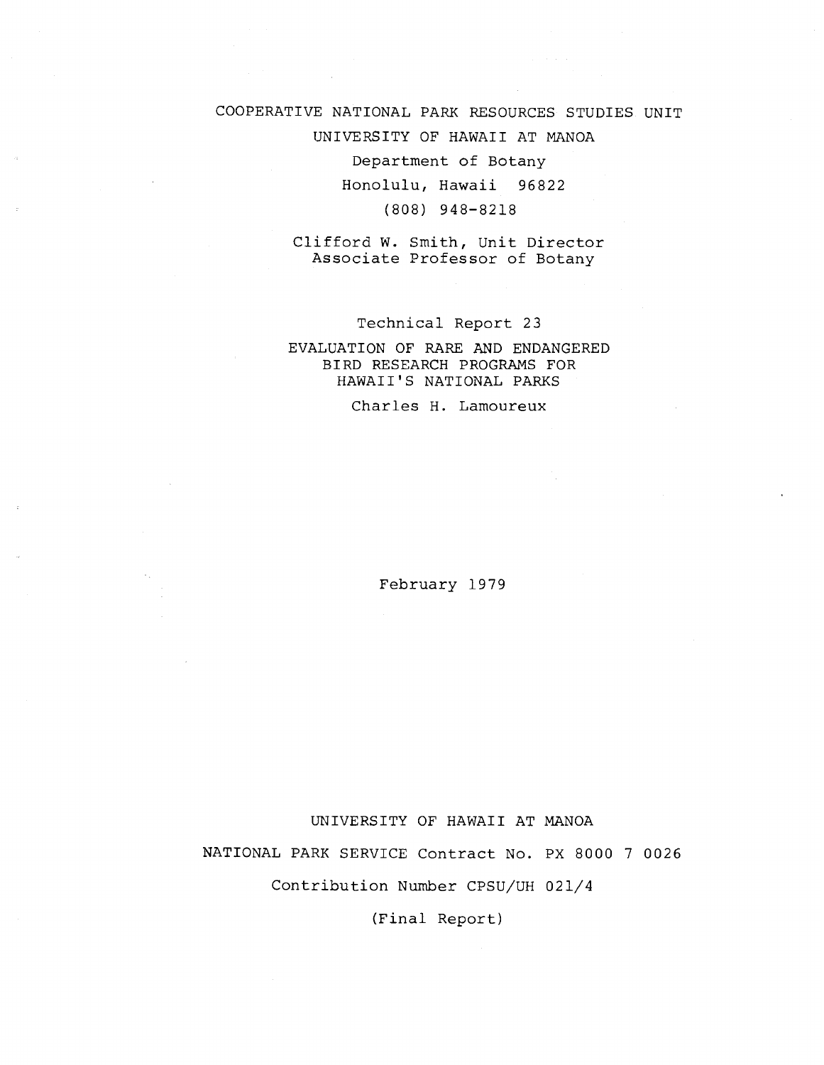COOPERATIVE NATIONAL PARK RESOURCES STUDIES UNIT

UNIVERSITY OF HAWAII AT MANOA

Department of Botany

Honolulu, Hawaii 96822

(808) 948-8218

Clifford W. Smith, Unit Director
Associate Professor of Botany

Technical Report 23

# EVALUATION OF RARE AND ENDANGERED BIRD RESEARCH PROGRAMS FOR HAWAII'S NATIONAL PARKS

Charles H. Lamoureux

February 1979

UNIVERSITY OF HAWAII AT MANOA

NATIONAL PARK SERVICE Contract No. PX 8000 7 0026

Contribution Number CPSU/UH 021/4

(Final Report)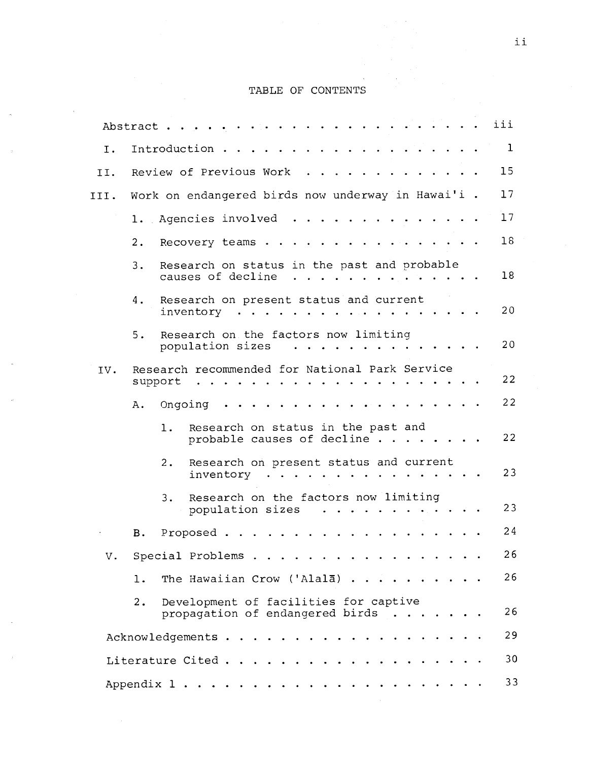# TABLE OF CONTENTS

| | |
|---|---|
| Abstract | iii |
| I. Introduction | 1 |
| II. Review of Previous Work | 15 |
| III. Work on endangered birds now underway in Hawai'i | 17 |
| 1. Agencies involved | 17 |
| 2. Recovery teams | 18 |
| 3. Research on status in the past and probable causes of decline | 18 |
| 4. Research on present status and current inventory | 20 |
| 5. Research on the factors now limiting population sizes | 20 |
| IV. Research recommended for National Park Service support | 22 |
| A. Ongoing | 22 |
| 1. Research on status in the past and probable causes of decline | 22 |
| 2. Research on present status and current inventory | 23 |
| 3. Research on the factors now limiting population sizes | 23 |
| B. Proposed | 24 |
| V. Special Problems | 26 |
| 1. The Hawaiian Crow ('Alalā) | 26 |
| 2. Development of facilities for captive propagation of endangered birds | 26 |
| Acknowledgements | 29 |
| Literature Cited | 30 |
| Appendix 1 | 33 |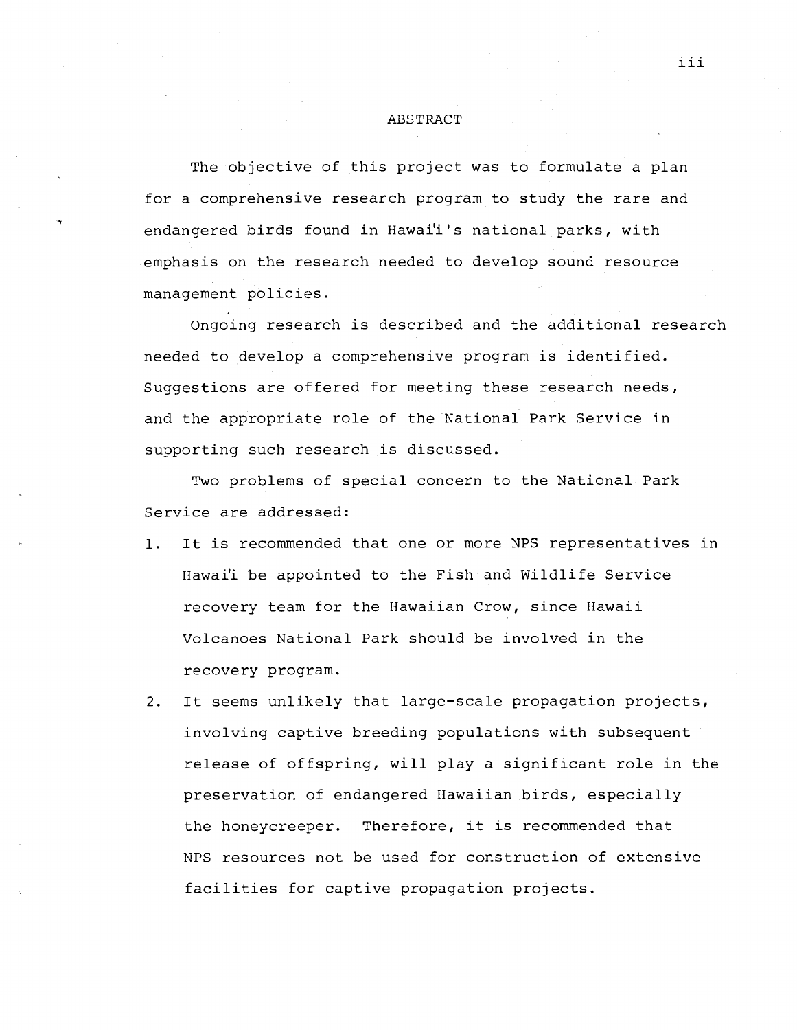# ABSTRACT

The objective of this project was to formulate a plan for a comprehensive research program to study the rare and endangered birds found in Hawai'i's national parks, with emphasis on the research needed to develop sound resource management policies.

Ongoing research is described and the additional research needed to develop a comprehensive program is identified. Suggestions are offered for meeting these research needs, and the appropriate role of the National Park Service in supporting such research is discussed.

Two problems of special concern to the National Park Service are addressed:

1. It is recommended that one or more NPS representatives in Hawai'i be appointed to the Fish and Wildlife Service recovery team for the Hawaiian Crow, since Hawaii Volcanoes National Park should be involved in the recovery program.
2. It seems unlikely that large-scale propagation projects, involving captive breeding populations with subsequent release of offspring, will play a significant role in the preservation of endangered Hawaiian birds, especially the honeycreeper. Therefore, it is recommended that NPS resources not be used for construction of extensive facilities for captive propagation projects.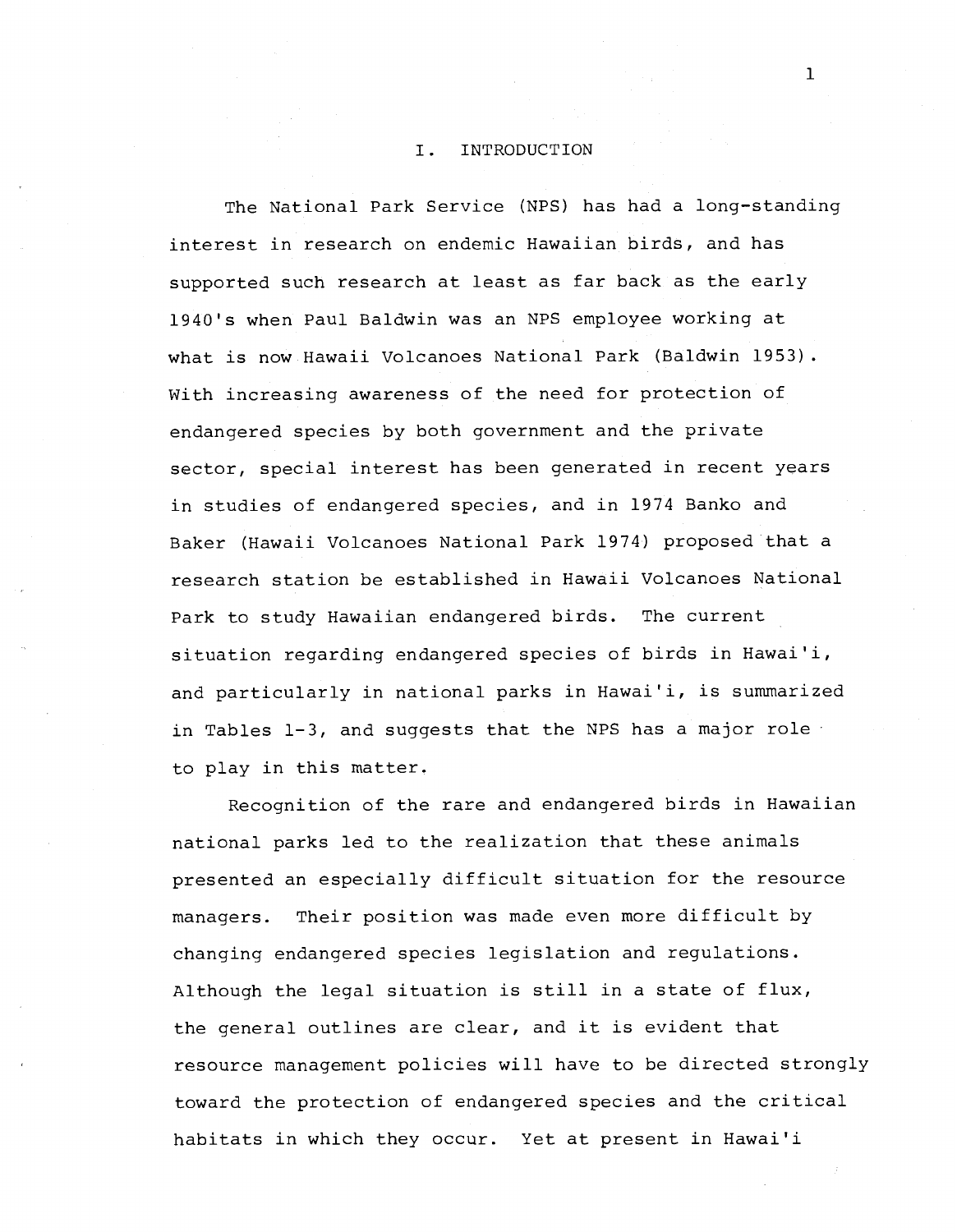# I. INTRODUCTION

The National Park Service (NPS) has had a long-standing interest in research on endemic Hawaiian birds, and has supported such research at least as far back as the early 1940's when Paul Baldwin was an NPS employee working at what is now Hawaii Volcanoes National Park (Baldwin 1953). With increasing awareness of the need for protection of endangered species by both government and the private sector, special interest has been generated in recent years in studies of endangered species, and in 1974 Banko and Baker (Hawaii Volcanoes National Park 1974) proposed that a research station be established in Hawaii Volcanoes National Park to study Hawaiian endangered birds. The current situation regarding endangered species of birds in Hawai'i, and particularly in national parks in Hawai'i, is summarized in Tables 1-3, and suggests that the NPS has a major role to play in this matter.

Recognition of the rare and endangered birds in Hawaiian national parks led to the realization that these animals presented an especially difficult situation for the resource managers. Their position was made even more difficult by changing endangered species legislation and regulations. Although the legal situation is still in a state of flux, the general outlines are clear, and it is evident that resource management policies will have to be directed strongly toward the protection of endangered species and the critical habitats in which they occur. Yet at present in Hawai'i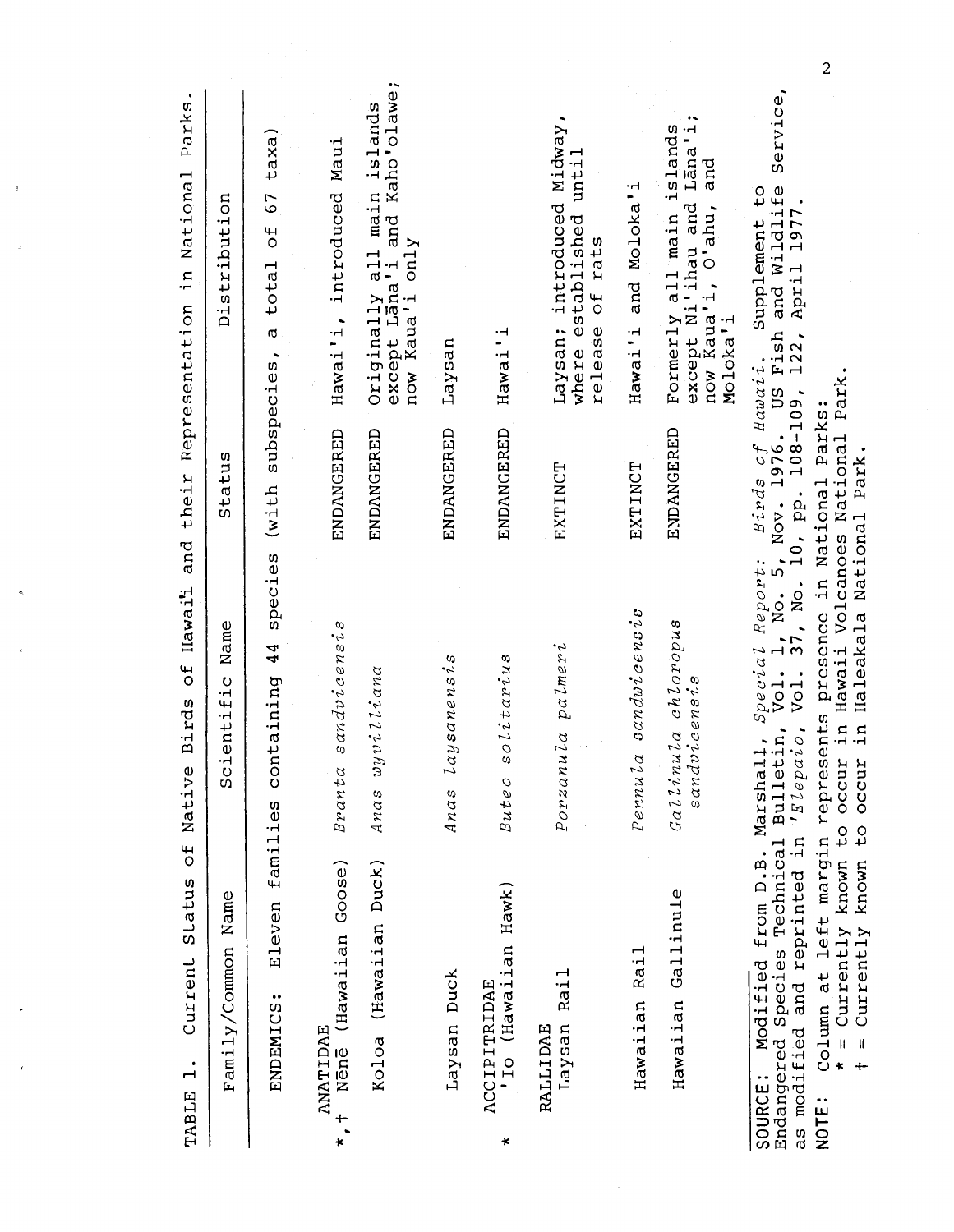TABLE 1. Current Status of Native Birds of Hawaii and their Representation in National Parks.

| | Family/Common Name | Scientific Name | Status | Distribution |
|---|---|---|---|---|
| | ENDEMICS: Eleven families containing 44 species (with subspecies, a total of 67 taxa) | | | |
| | ANATIDAE | | | |
| *,† | Nēnē (Hawaiian Goose) | *Branta sandvicensis* | ENDANGERED | Hawai'i, introduced Maui |
| | Koloa (Hawaiian Duck) | *Anas wyvilliana* | ENDANGERED | Originally all main islands except Lāna'i and Kaho'olawe; now Kaua'i only |
| | Laysan Duck | *Anas laysanensis* | ENDANGERED | Laysan |
| | ACCIPITRIDAE | | | |
| * | 'Io (Hawaiian Hawk) | *Buteo solitarius* | ENDANGERED | Hawai'i |
| | RALLIDAE | | | |
| | Laysan Rail | *Porzanula palmeri* | EXTINCT | Laysan; introduced Midway, where established until release of rats |
| | Hawaiian Rail | *Pennula sandwicensis* | EXTINCT | Hawai'i and Moloka'i |
| | Hawaiian Gallinule | *Gallinula chloropus sandvicensis* | ENDANGERED | Formerly all main islands except Ni'ihau and Lāna'i; now Kaua'i, O'ahu, and Moloka'i |

SOURCE: Modified from D.B. Marshall, *Special Report: Birds of Hawaii.* Supplement to Endangered Species Technical Bulletin, Vol. 1, No. 5, Nov. 1976. US Fish and Wildlife Service, as modified and reprinted in *'Elepaio*, Vol. 37, No. 10, pp. 108-109, 122, April 1977.

NOTE: Column at left margin represents presence in National Parks:
\* = Currently known to occur in Hawaii Volcanoes National Park.
† = Currently known to occur in Haleakala National Park.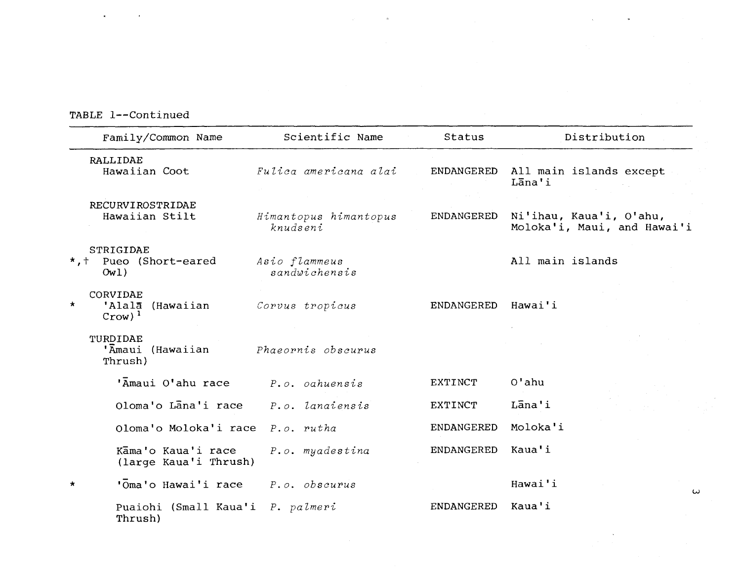TABLE 1--Continued

| | Family/Common Name | Scientific Name | Status | Distribution |
|---|---|---|---|---|
| | RALLIDAE | | | |
| | Hawaiian Coot | *Fulica americana alai* | ENDANGERED | All main islands except Lāna'i |
| | RECURVIROSTRIDAE | | | |
| | Hawaiian Stilt | *Himantopus himantopus knudseni* | ENDANGERED | Ni'ihau, Kaua'i, O'ahu, Moloka'i, Maui, and Hawai'i |
| | STRIGIDAE | | | |
| *,† | Pueo (Short-eared Owl) | *Asio flammeus sandwichensis* | | All main islands |
| | CORVIDAE | | | |
| * | 'Alalā (Hawaiian Crow)[1] | *Corvus tropicus* | ENDANGERED | Hawai'i |
| | TURDIDAE | | | |
| | 'Āmaui (Hawaiian Thrush) | *Phaeornis obscurus* | | |
| | 'Āmaui O'ahu race | *P.o. oahuensis* | EXTINCT | O'ahu |
| | Oloma'o Lāna'i race | *P.o. lanaiensis* | EXTINCT | Lāna'i |
| | Oloma'o Moloka'i race | *P.o. rutha* | ENDANGERED | Moloka'i |
| | Kāma'o Kaua'i race (large Kaua'i Thrush) | *P.o. myadestina* | ENDANGERED | Kaua'i |
| * | 'Ōma'o Hawai'i race | *P.o. obscurus* | | Hawai'i |
| | Puaiohi (Small Kaua'i Thrush) | *P. palmeri* | ENDANGERED | Kaua'i |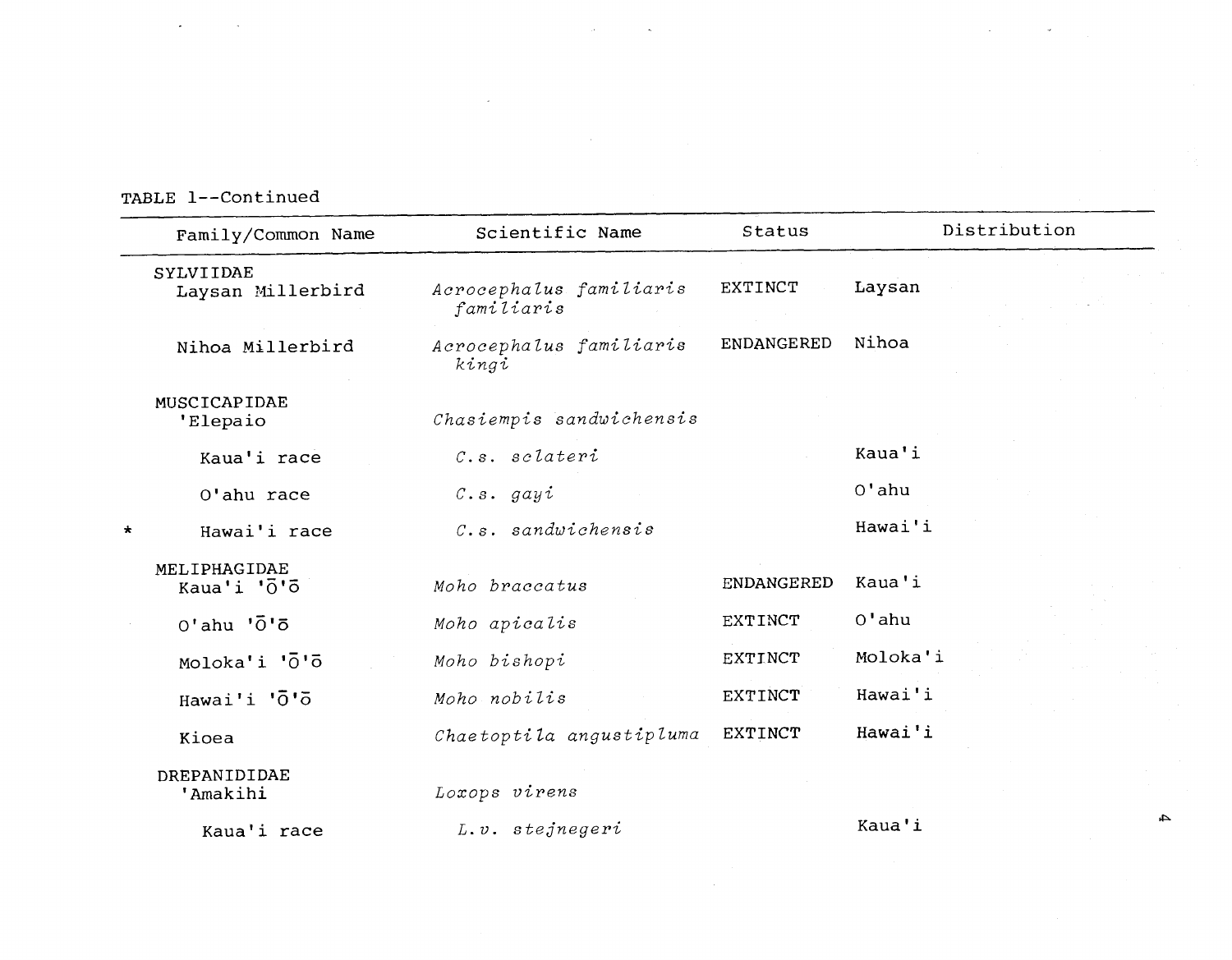TABLE 1--Continued

| | Family/Common Name | Scientific Name | Status | Distribution |
|---|---|---|---|---|
| | SYLVIIDAE | | | |
| | Laysan Millerbird | *Acrocephalus familiaris familiaris* | EXTINCT | Laysan |
| | Nihoa Millerbird | *Acrocephalus familiaris kingi* | ENDANGERED | Nihoa |
| | MUSCICAPIDAE | | | |
| | 'Elepaio | *Chasiempis sandwichensis* | | |
| | Kaua'i race | *C.s. sclateri* | | Kaua'i |
| | O'ahu race | *C.s. gayi* | | O'ahu |
| * | Hawai'i race | *C.s. sandwichensis* | | Hawai'i |
| | MELIPHAGIDAE | | | |
| | Kaua'i 'Ō'ō | *Moho braccatus* | ENDANGERED | Kaua'i |
| | O'ahu 'Ō'ō | *Moho apicalis* | EXTINCT | O'ahu |
| | Moloka'i 'Ō'ō | *Moho bishopi* | EXTINCT | Moloka'i |
| | Hawai'i 'Ō'ō | *Moho nobilis* | EXTINCT | Hawai'i |
| | Kioea | *Chaetoptila angustipluma* | EXTINCT | Hawai'i |
| | DREPANIDIDAE | | | |
| | 'Amakihi | *Loxops virens* | | |
| | Kaua'i race | *L.v. stejnegeri* | | Kaua'i |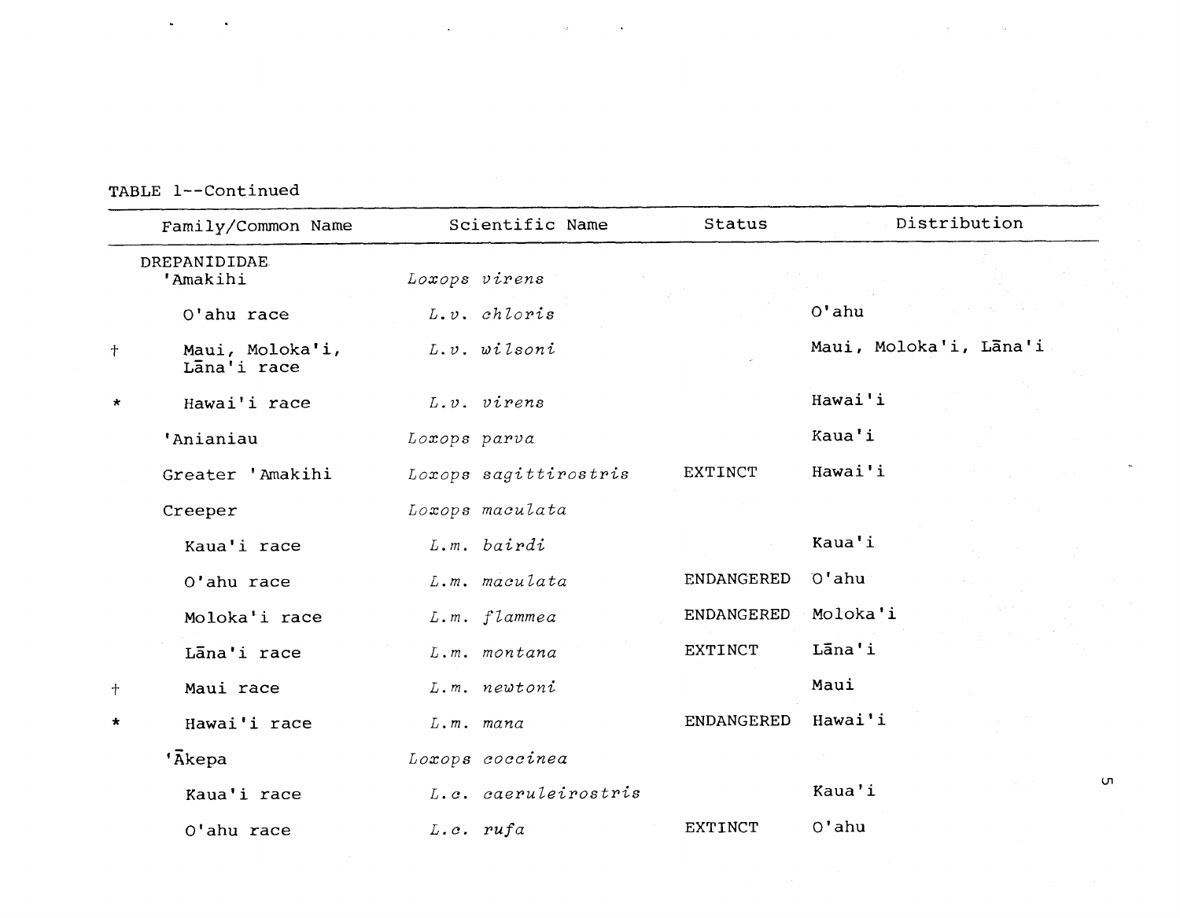TABLE 1--Continued

| | Family/Common Name | Scientific Name | Status | Distribution |
|---|---|---|---|---|
| | DREPANIDIDAE | | | |
| | 'Amakihi | *Loxops virens* | | |
| | O'ahu race | *L.v. chloris* | | O'ahu |
| † | Maui, Moloka'i, Lāna'i race | *L.v. wilsoni* | | Maui, Moloka'i, Lāna'i |
| * | Hawai'i race | *L.v. virens* | | Hawai'i |
| | 'Anianiau | *Loxops parva* | | Kaua'i |
| | Greater 'Amakihi | *Loxops sagittirostris* | EXTINCT | Hawai'i |
| | Creeper | *Loxops maculata* | | |
| | Kaua'i race | *L.m. bairdi* | | Kaua'i |
| | O'ahu race | *L.m. maculata* | ENDANGERED | O'ahu |
| | Moloka'i race | *L.m. flammea* | ENDANGERED | Moloka'i |
| | Lāna'i race | *L.m. montana* | EXTINCT | Lāna'i |
| † | Maui race | *L.m. newtoni* | | Maui |
| * | Hawai'i race | *L.m. mana* | ENDANGERED | Hawai'i |
| | 'Ākepa | *Loxops coccinea* | | |
| | Kaua'i race | *L.c. caeruleirostris* | | Kaua'i |
| | O'ahu race | *L.c. rufa* | EXTINCT | O'ahu |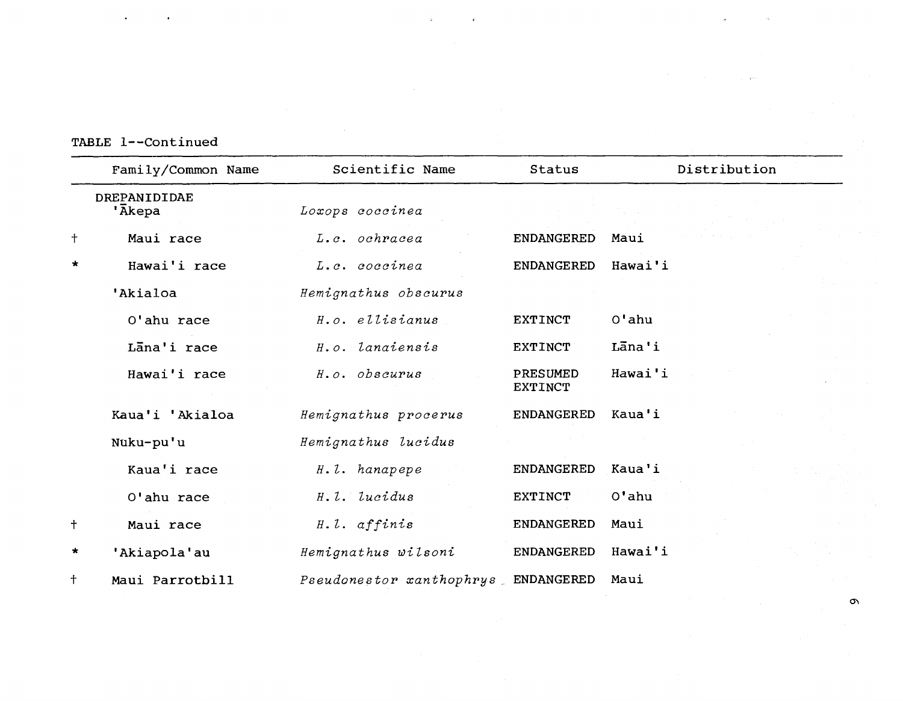TABLE 1--Continued

| | Family/Common Name | Scientific Name | Status | Distribution |
|---|---|---|---|---|
| | DREPANIDIDAE | | | |
| | 'Ākepa | *Loxops coccinea* | | |
| † | Maui race | *L.c. ochracea* | ENDANGERED | Maui |
| * | Hawai'i race | *L.c. coccinea* | ENDANGERED | Hawai'i |
| | 'Akialoa | *Hemignathus obscurus* | | |
| | O'ahu race | *H.o. ellisianus* | EXTINCT | O'ahu |
| | Lāna'i race | *H.o. lanaiensis* | EXTINCT | Lāna'i |
| | Hawai'i race | *H.o. obscurus* | PRESUMED EXTINCT | Hawai'i |
| | Kaua'i 'Akialoa | *Hemignathus procerus* | ENDANGERED | Kaua'i |
| | Nuku-pu'u | *Hemignathus lucidus* | | |
| | Kaua'i race | *H.l. hanapepe* | ENDANGERED | Kaua'i |
| | O'ahu race | *H.l. lucidus* | EXTINCT | O'ahu |
| † | Maui race | *H.l. affinis* | ENDANGERED | Maui |
| * | 'Akiapola'au | *Hemignathus wilsoni* | ENDANGERED | Hawai'i |
| † | Maui Parrotbill | *Pseudonestor xanthophrys* | ENDANGERED | Maui |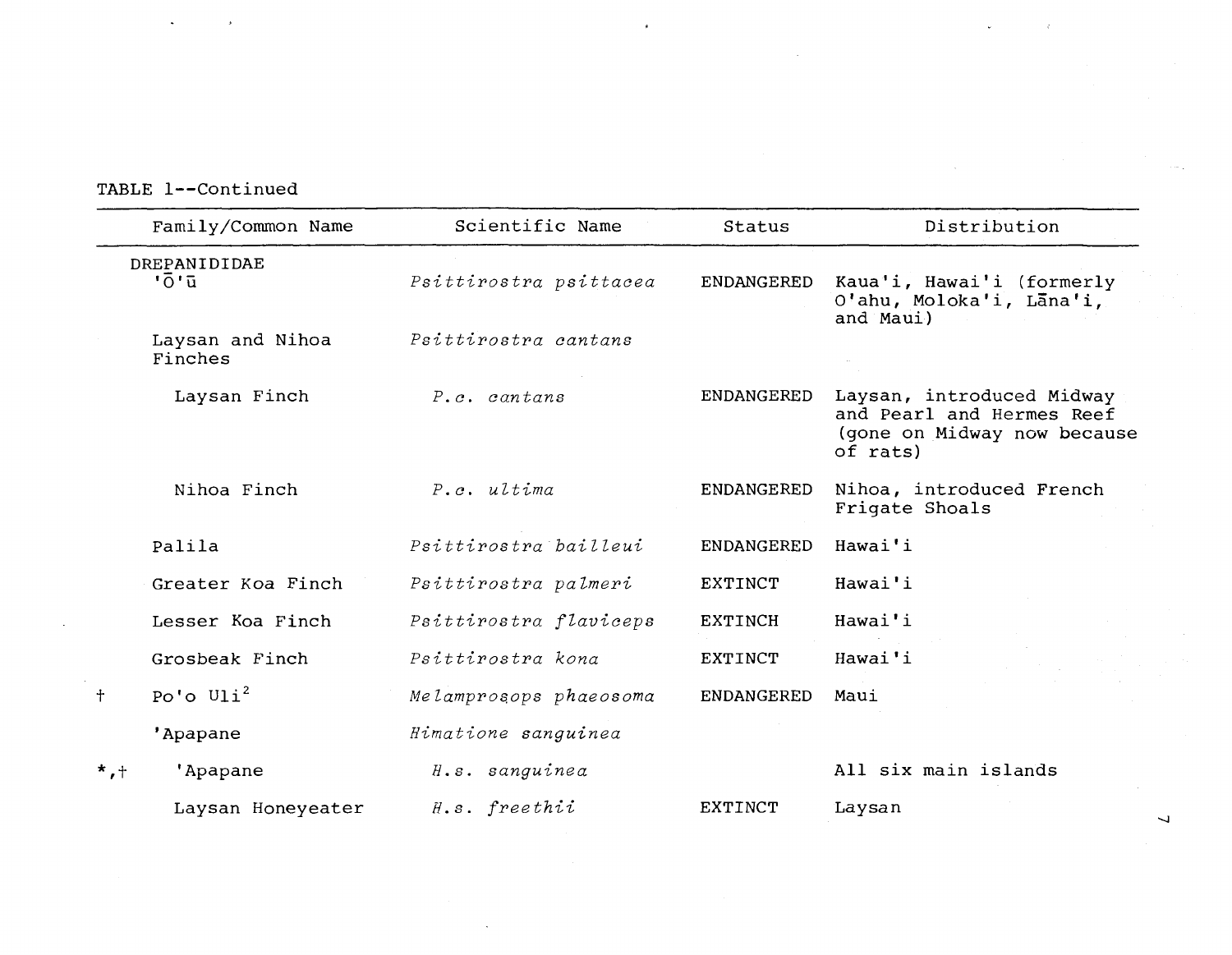TABLE 1--Continued

| | Family/Common Name | Scientific Name | Status | Distribution |
|---|---|---|---|---|
| | DREPANIDIDAE | | | |
| | 'Ō'ū | *Psittirostra psittacea* | ENDANGERED | Kaua'i, Hawai'i (formerly O'ahu, Moloka'i, Lāna'i, and Maui) |
| | Laysan and Nihoa Finches | *Psittirostra cantans* | | |
| | Laysan Finch | *P.c. cantans* | ENDANGERED | Laysan, introduced Midway and Pearl and Hermes Reef (gone on Midway now because of rats) |
| | Nihoa Finch | *P.c. ultima* | ENDANGERED | Nihoa, introduced French Frigate Shoals |
| | Palila | *Psittirostra bailleui* | ENDANGERED | Hawai'i |
| | Greater Koa Finch | *Psittirostra palmeri* | EXTINCT | Hawai'i |
| | Lesser Koa Finch | *Psittirostra flaviceps* | EXTINCH | Hawai'i |
| | Grosbeak Finch | *Psittirostra kona* | EXTINCT | Hawai'i |
| † | Po'o Uli[2] | *Melamprosops phaeosoma* | ENDANGERED | Maui |
| | 'Apapane | *Himatione sanguinea* | | |
| *,† | 'Apapane | *H.s. sanguinea* | | All six main islands |
| | Laysan Honeyeater | *H.s. freethii* | EXTINCT | Laysan |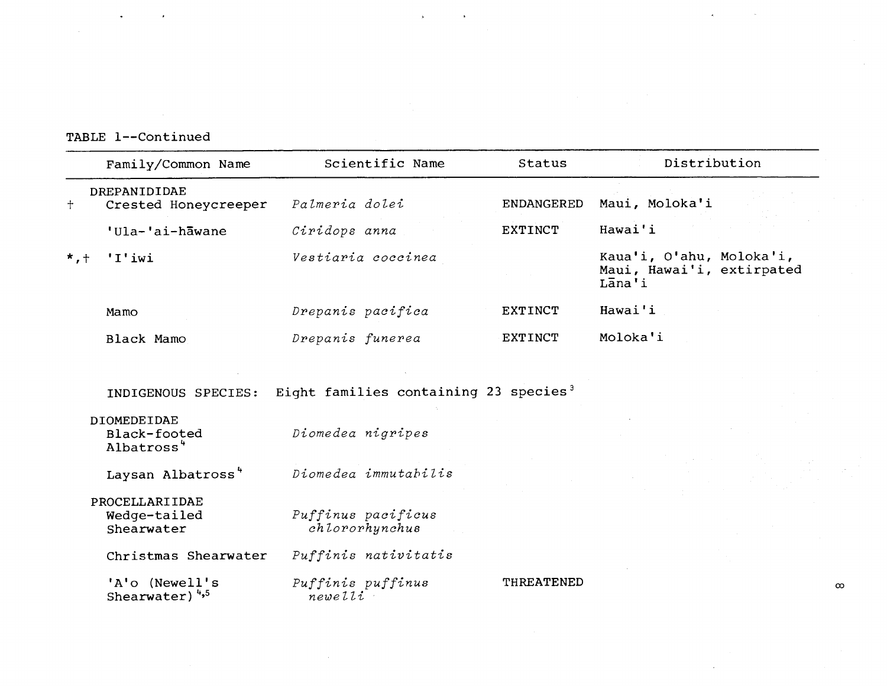TABLE 1--Continued

| | Family/Common Name | Scientific Name | Status | Distribution |
|---|---|---|---|---|
| | DREPANIDIDAE | | | |
| † | Crested Honeycreeper | *Palmeria dolei* | ENDANGERED | Maui, Moloka'i |
| | 'Ula-'ai-hāwane | *Ciridops anna* | EXTINCT | Hawai'i |
| *,† | 'I'iwi | *Vestiaria coccinea* | | Kaua'i, O'ahu, Moloka'i, Maui, Hawai'i, extirpated Lāna'i |
| | Mamo | *Drepanis pacifica* | EXTINCT | Hawai'i |
| | Black Mamo | *Drepanis funerea* | EXTINCT | Moloka'i |
| | INDIGENOUS SPECIES: | Eight families containing 23 species[3] | | |
| | DIOMEDEIDAE | | | |
| | Black-footed Albatross[4] | *Diomedea nigripes* | | |
| | Laysan Albatross[4] | *Diomedea immutabilis* | | |
| | PROCELLARIIDAE | | | |
| | Wedge-tailed Shearwater | *Puffinus pacificus chlororhynchus* | | |
| | Christmas Shearwater | *Puffinis nativitatis* | | |
| | 'A'o (Newell's Shearwater)[4,5] | *Puffinis puffinus newelli* | THREATENED | |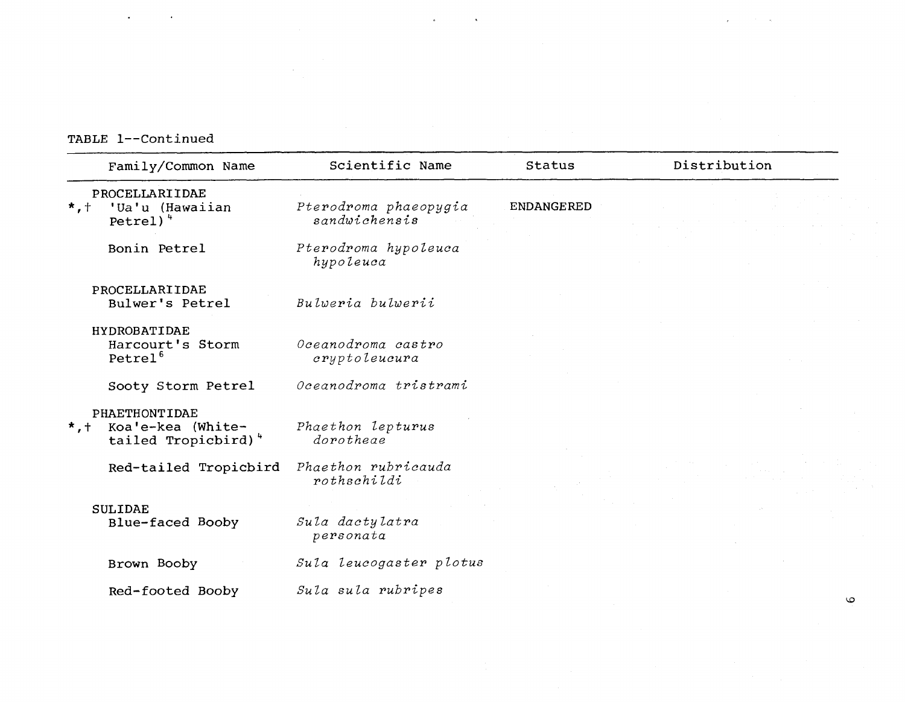TABLE 1--Continued

| Family/Common Name | Scientific Name | Status | Distribution |
|---|---|---|---|
| PROCELLARIIDAE | | | |
| *,† 'Ua'u (Hawaiian Petrel)[4] | *Pterodroma phaeopygia sandwichensis* | ENDANGERED | |
| Bonin Petrel | *Pterodroma hypoleuca hypoleuca* | | |
| PROCELLARIIDAE | | | |
| Bulwer's Petrel | *Bulweria bulwerii* | | |
| HYDROBATIDAE | | | |
| Harcourt's Storm Petrel[6] | *Oceanodroma castro cryptoleucura* | | |
| Sooty Storm Petrel | *Oceanodroma tristrami* | | |
| PHAETHONTIDAE | | | |
| *,† Koa'e-kea (White-tailed Tropicbird)[4] | *Phaethon lepturus dorotheae* | | |
| Red-tailed Tropicbird | *Phaethon rubricauda rothschildi* | | |
| SULIDAE | | | |
| Blue-faced Booby | *Sula dactylatra personata* | | |
| Brown Booby | *Sula leucogaster plotus* | | |
| Red-footed Booby | *Sula sula rubripes* | | |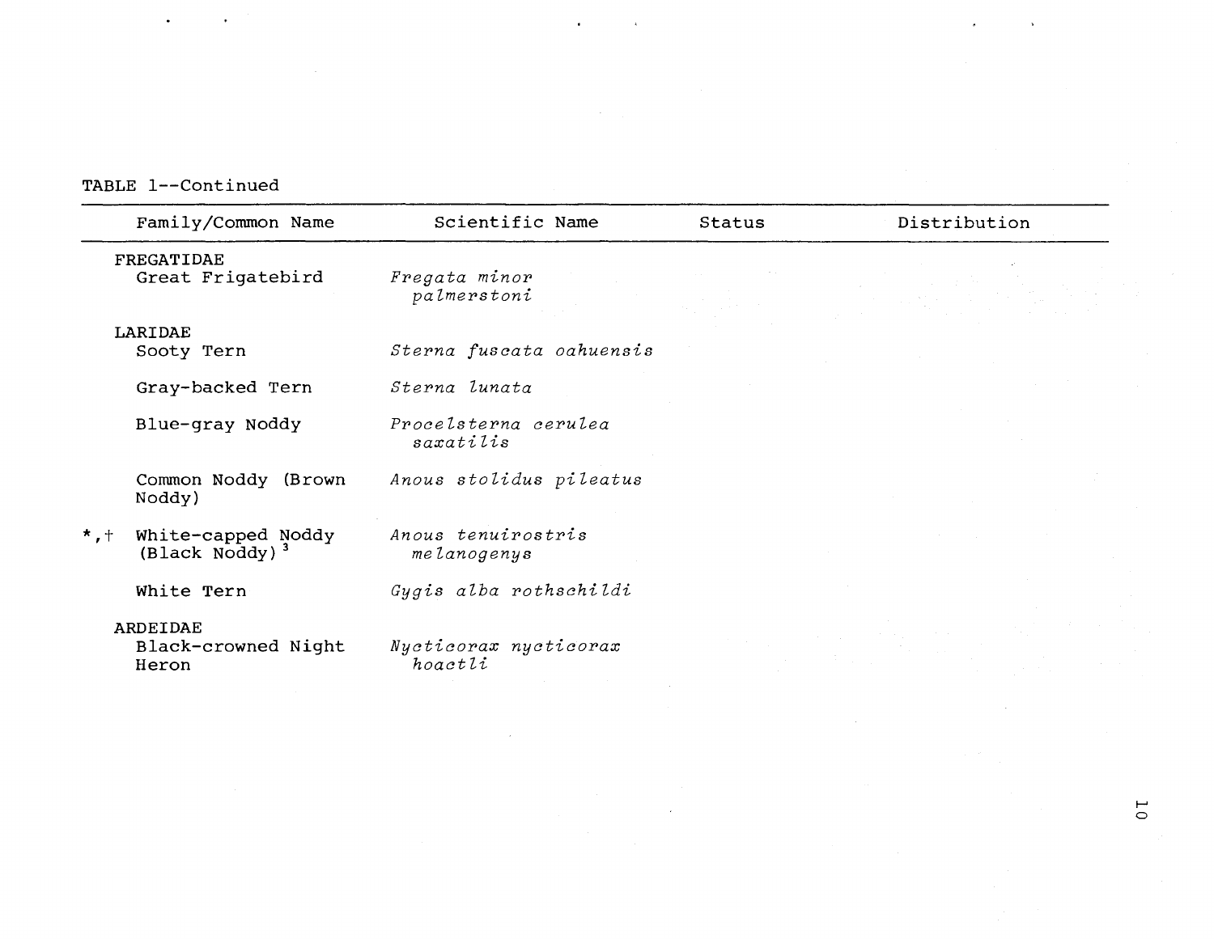TABLE 1--Continued

| Family/Common Name | Scientific Name | Status | Distribution |
|---|---|---|---|
| FREGATIDAE | | | |
| Great Frigatebird | *Fregata minor palmerstoni* | | |
| LARIDAE | | | |
| Sooty Tern | *Sterna fuscata oahuensis* | | |
| Gray-backed Tern | *Sterna lunata* | | |
| Blue-gray Noddy | *Procelsterna cerulea saxatilis* | | |
| Common Noddy (Brown Noddy) | *Anous stolidus pileatus* | | |
| *,† White-capped Noddy (Black Noddy)[3] | *Anous tenuirostris melanogenys* | | |
| White Tern | *Gygis alba rothschildi* | | |
| ARDEIDAE | | | |
| Black-crowned Night Heron | *Nycticorax nycticorax hoactli* | | |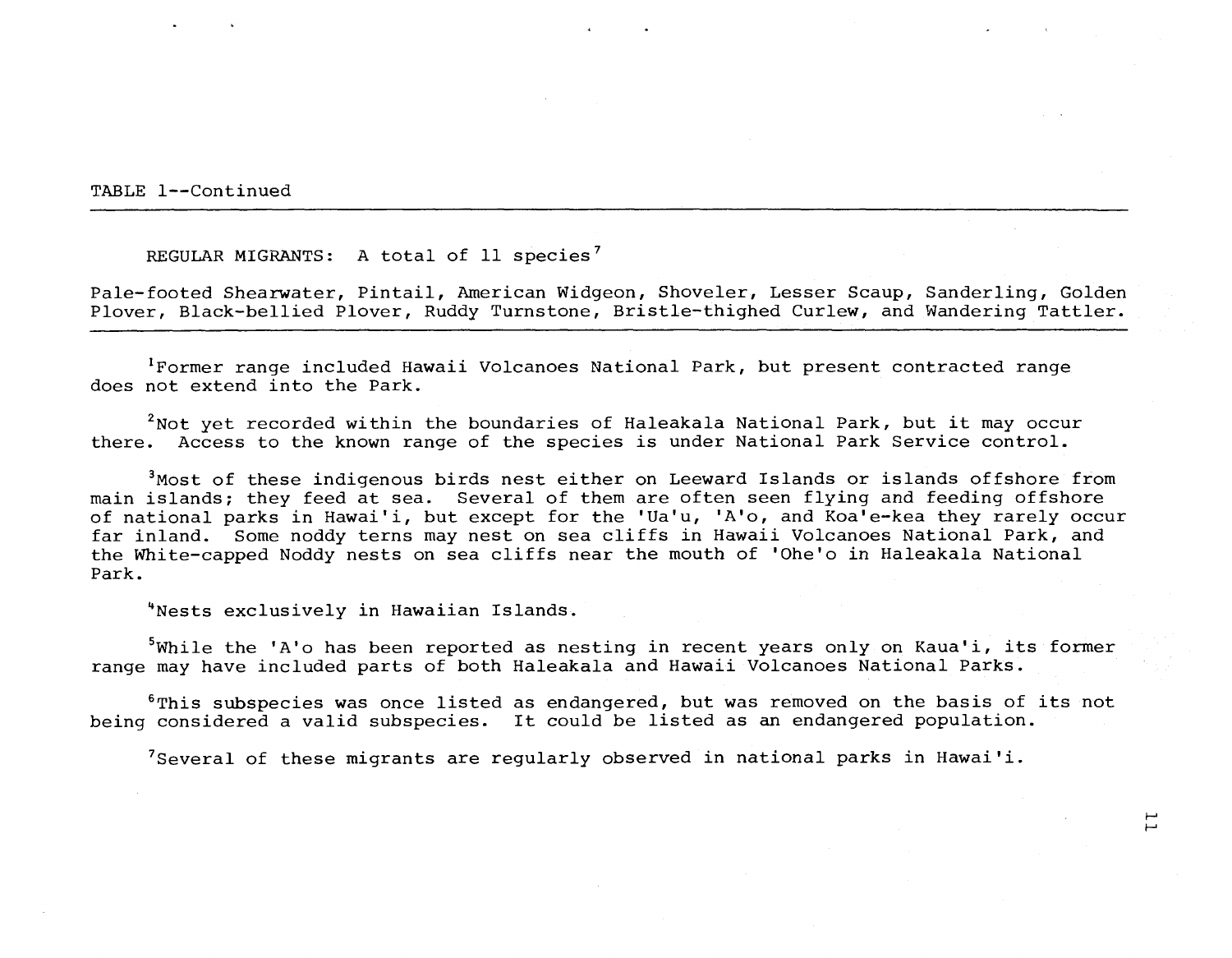TABLE 1--Continued

REGULAR MIGRANTS: A total of 11 species[7]

Pale-footed Shearwater, Pintail, American Widgeon, Shoveler, Lesser Scaup, Sanderling, Golden Plover, Black-bellied Plover, Ruddy Turnstone, Bristle-thighed Curlew, and Wandering Tattler.

---

[1]Former range included Hawaii Volcanoes National Park, but present contracted range does not extend into the Park.

[2]Not yet recorded within the boundaries of Haleakala National Park, but it may occur there. Access to the known range of the species is under National Park Service control.

[3]Most of these indigenous birds nest either on Leeward Islands or islands offshore from main islands; they feed at sea. Several of them are often seen flying and feeding offshore of national parks in Hawai'i, but except for the 'Ua'u, 'A'o, and Koa'e-kea they rarely occur far inland. Some noddy terns may nest on sea cliffs in Hawaii Volcanoes National Park, and the White-capped Noddy nests on sea cliffs near the mouth of 'Ohe'o in Haleakala National Park.

[4]Nests exclusively in Hawaiian Islands.

[5]While the 'A'o has been reported as nesting in recent years only on Kaua'i, its former range may have included parts of both Haleakala and Hawaii Volcanoes National Parks.

[6]This subspecies was once listed as endangered, but was removed on the basis of its not being considered a valid subspecies. It could be listed as an endangered population.

[7]Several of these migrants are regularly observed in national parks in Hawai'i.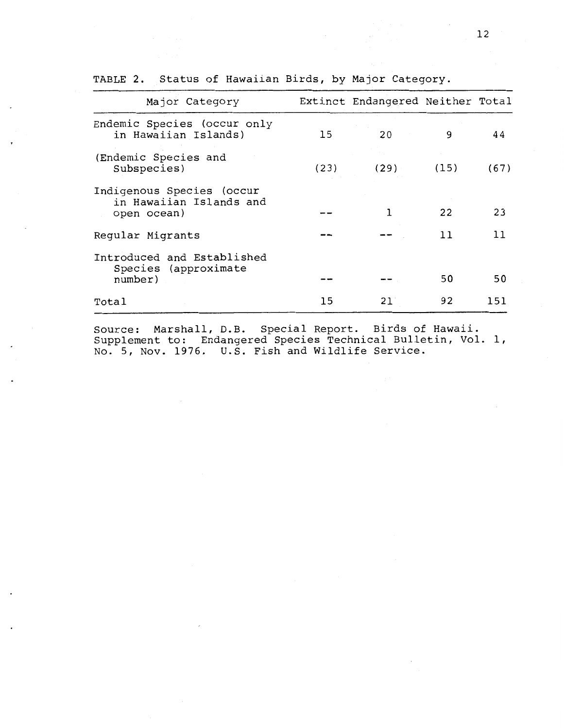TABLE 2. Status of Hawaiian Birds, by Major Category.

| Major Category | Extinct | Endangered | Neither | Total |
|---|---|---|---|---|
| Endemic Species (occur only in Hawaiian Islands) | 15 | 20 | 9 | 44 |
| (Endemic Species and Subspecies) | (23) | (29) | (15) | (67) |
| Indigenous Species (occur in Hawaiian Islands and open ocean) | -- | 1 | 22 | 23 |
| Regular Migrants | -- | -- | 11 | 11 |
| Introduced and Established Species (approximate number) | -- | -- | 50 | 50 |
| Total | 15 | 21 | 92 | 151 |

Source: Marshall, D.B. Special Report. Birds of Hawaii. Supplement to: Endangered Species Technical Bulletin, Vol. 1, No. 5, Nov. 1976. U.S. Fish and Wildlife Service.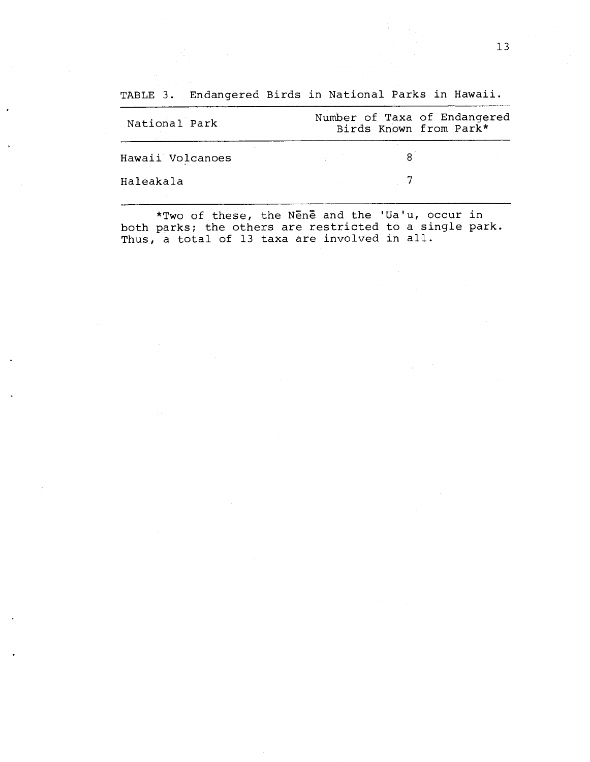TABLE 3. Endangered Birds in National Parks in Hawaii.

| National Park | Number of Taxa of Endangered Birds Known from Park* |
|---|---|
| Hawaii Volcanoes | 8 |
| Haleakala | 7 |

*Two of these, the Nēnē and the 'Ua'u, occur in both parks; the others are restricted to a single park. Thus, a total of 13 taxa are involved in all.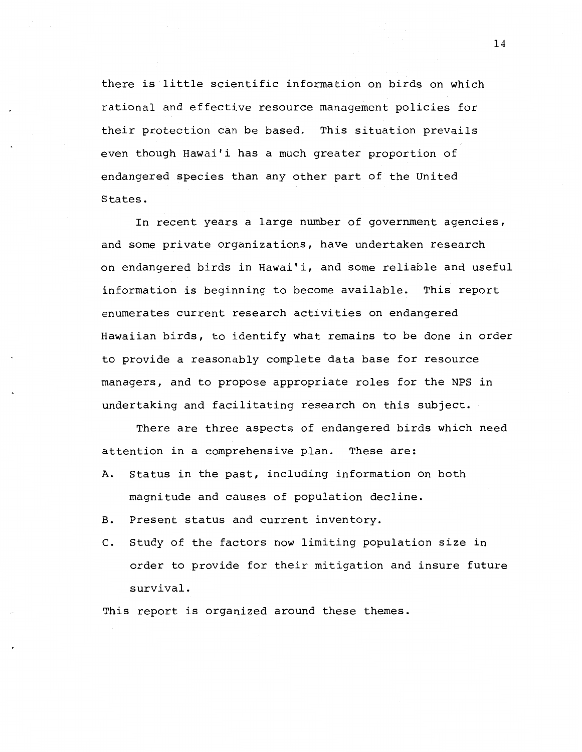there is little scientific information on birds on which rational and effective resource management policies for their protection can be based. This situation prevails even though Hawai'i has a much greater proportion of endangered species than any other part of the United States.

In recent years a large number of government agencies, and some private organizations, have undertaken research on endangered birds in Hawai'i, and some reliable and useful information is beginning to become available. This report enumerates current research activities on endangered Hawaiian birds, to identify what remains to be done in order to provide a reasonably complete data base for resource managers, and to propose appropriate roles for the NPS in undertaking and facilitating research on this subject.

There are three aspects of endangered birds which need attention in a comprehensive plan. These are:

A. Status in the past, including information on both magnitude and causes of population decline.
B. Present status and current inventory.
C. Study of the factors now limiting population size in order to provide for their mitigation and insure future survival.

This report is organized around these themes.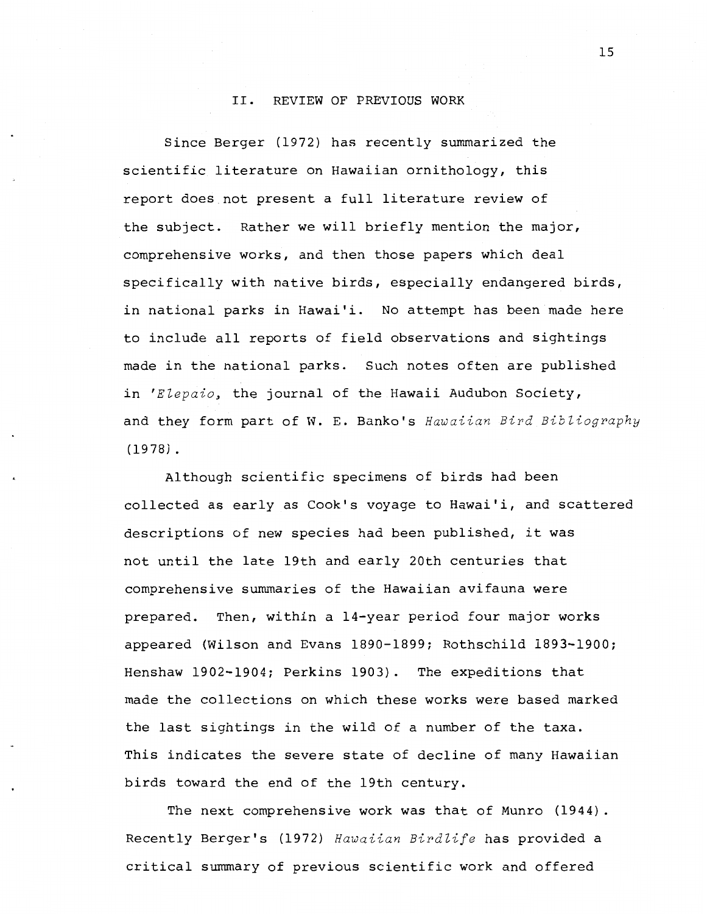## II. REVIEW OF PREVIOUS WORK

Since Berger (1972) has recently summarized the scientific literature on Hawaiian ornithology, this report does not present a full literature review of the subject. Rather we will briefly mention the major, comprehensive works, and then those papers which deal specifically with native birds, especially endangered birds, in national parks in Hawai'i. No attempt has been made here to include all reports of field observations and sightings made in the national parks. Such notes often are published in *'Elepaio*, the journal of the Hawaii Audubon Society, and they form part of W. E. Banko's *Hawaiian Bird Bibliography* (1978).

Although scientific specimens of birds had been collected as early as Cook's voyage to Hawai'i, and scattered descriptions of new species had been published, it was not until the late 19th and early 20th centuries that comprehensive summaries of the Hawaiian avifauna were prepared. Then, within a 14-year period four major works appeared (Wilson and Evans 1890-1899; Rothschild 1893-1900; Henshaw 1902-1904; Perkins 1903). The expeditions that made the collections on which these works were based marked the last sightings in the wild of a number of the taxa. This indicates the severe state of decline of many Hawaiian birds toward the end of the 19th century.

The next comprehensive work was that of Munro (1944). Recently Berger's (1972) *Hawaiian Birdlife* has provided a critical summary of previous scientific work and offered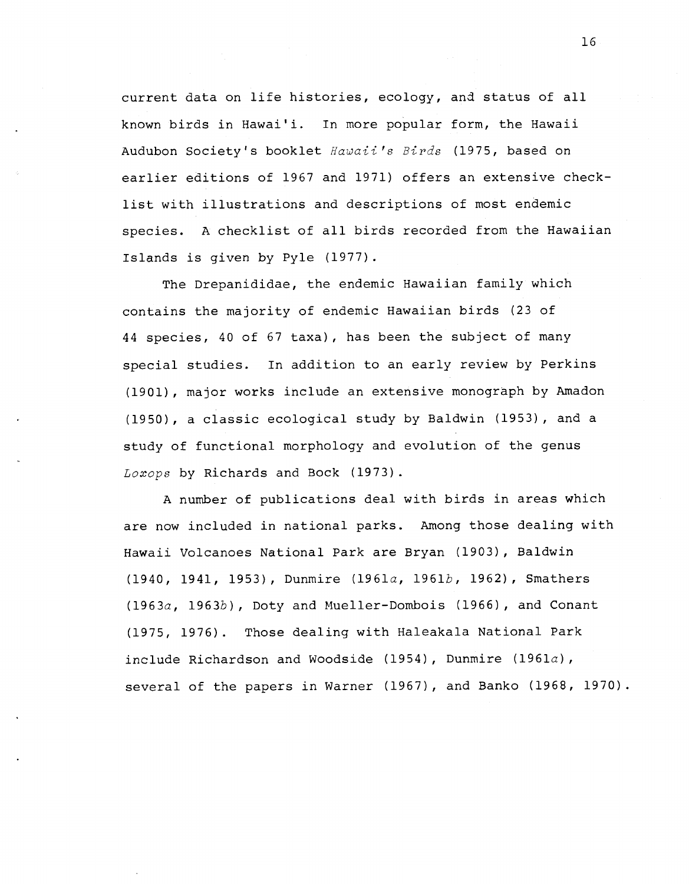current data on life histories, ecology, and status of all known birds in Hawai'i. In more popular form, the Hawaii Audubon Society's booklet *Hawaii's Birds* (1975, based on earlier editions of 1967 and 1971) offers an extensive check-list with illustrations and descriptions of most endemic species. A checklist of all birds recorded from the Hawaiian Islands is given by Pyle (1977).

The Drepanididae, the endemic Hawaiian family which contains the majority of endemic Hawaiian birds (23 of 44 species, 40 of 67 taxa), has been the subject of many special studies. In addition to an early review by Perkins (1901), major works include an extensive monograph by Amadon (1950), a classic ecological study by Baldwin (1953), and a study of functional morphology and evolution of the genus *Loxops* by Richards and Bock (1973).

A number of publications deal with birds in areas which are now included in national parks. Among those dealing with Hawaii Volcanoes National Park are Bryan (1903), Baldwin (1940, 1941, 1953), Dunmire (1961*a*, 1961*b*, 1962), Smathers (1963*a*, 1963*b*), Doty and Mueller-Dombois (1966), and Conant (1975, 1976). Those dealing with Haleakala National Park include Richardson and Woodside (1954), Dunmire (1961*a*), several of the papers in Warner (1967), and Banko (1968, 1970).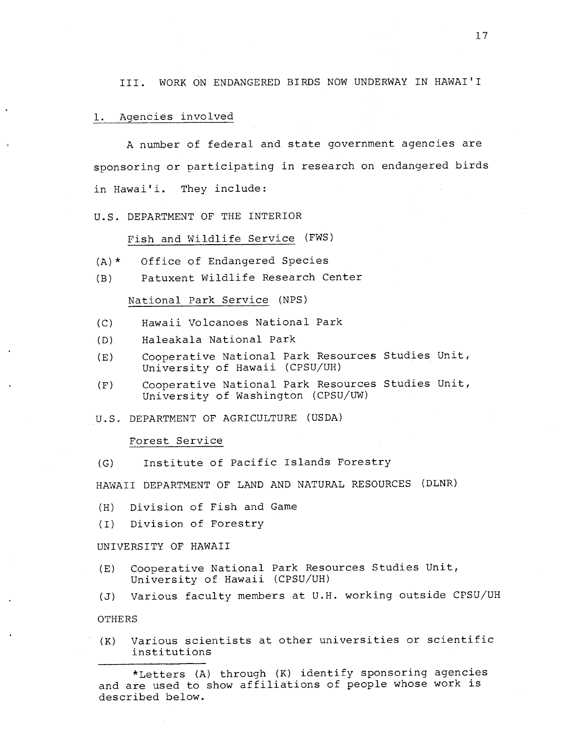## III. WORK ON ENDANGERED BIRDS NOW UNDERWAY IN HAWAI'I

### 1. Agencies involved

A number of federal and state government agencies are sponsoring or participating in research on endangered birds in Hawai'i. They include:

U.S. DEPARTMENT OF THE INTERIOR

Fish and Wildlife Service (FWS)

(A)* Office of Endangered Species

(B) Patuxent Wildlife Research Center

National Park Service (NPS)

(C) Hawaii Volcanoes National Park

(D) Haleakala National Park

(E) Cooperative National Park Resources Studies Unit, University of Hawaii (CPSU/UH)

(F) Cooperative National Park Resources Studies Unit, University of Washington (CPSU/UW)

U.S. DEPARTMENT OF AGRICULTURE (USDA)

Forest Service

(G) Institute of Pacific Islands Forestry

HAWAII DEPARTMENT OF LAND AND NATURAL RESOURCES (DLNR)

(H) Division of Fish and Game

(I) Division of Forestry

UNIVERSITY OF HAWAII

(E) Cooperative National Park Resources Studies Unit, University of Hawaii (CPSU/UH)

(J) Various faculty members at U.H. working outside CPSU/UH

OTHERS

(K) Various scientists at other universities or scientific institutions

---

*Letters (A) through (K) identify sponsoring agencies and are used to show affiliations of people whose work is described below.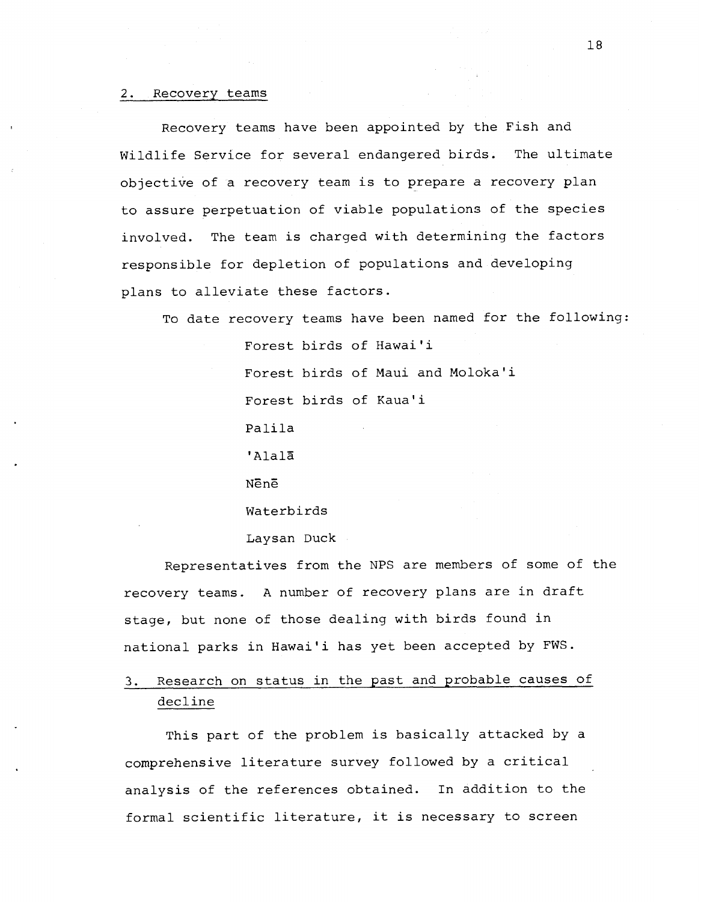### 2. Recovery teams

Recovery teams have been appointed by the Fish and Wildlife Service for several endangered birds. The ultimate objective of a recovery team is to prepare a recovery plan to assure perpetuation of viable populations of the species involved. The team is charged with determining the factors responsible for depletion of populations and developing plans to alleviate these factors.

To date recovery teams have been named for the following:

- Forest birds of Hawai'i
- Forest birds of Maui and Moloka'i
- Forest birds of Kaua'i
- Palila
- 'Alalā
- Nēnē
- Waterbirds
- Laysan Duck

Representatives from the NPS are members of some of the recovery teams. A number of recovery plans are in draft stage, but none of those dealing with birds found in national parks in Hawai'i has yet been accepted by FWS.

### 3. Research on status in the past and probable causes of decline

This part of the problem is basically attacked by a comprehensive literature survey followed by a critical analysis of the references obtained. In addition to the formal scientific literature, it is necessary to screen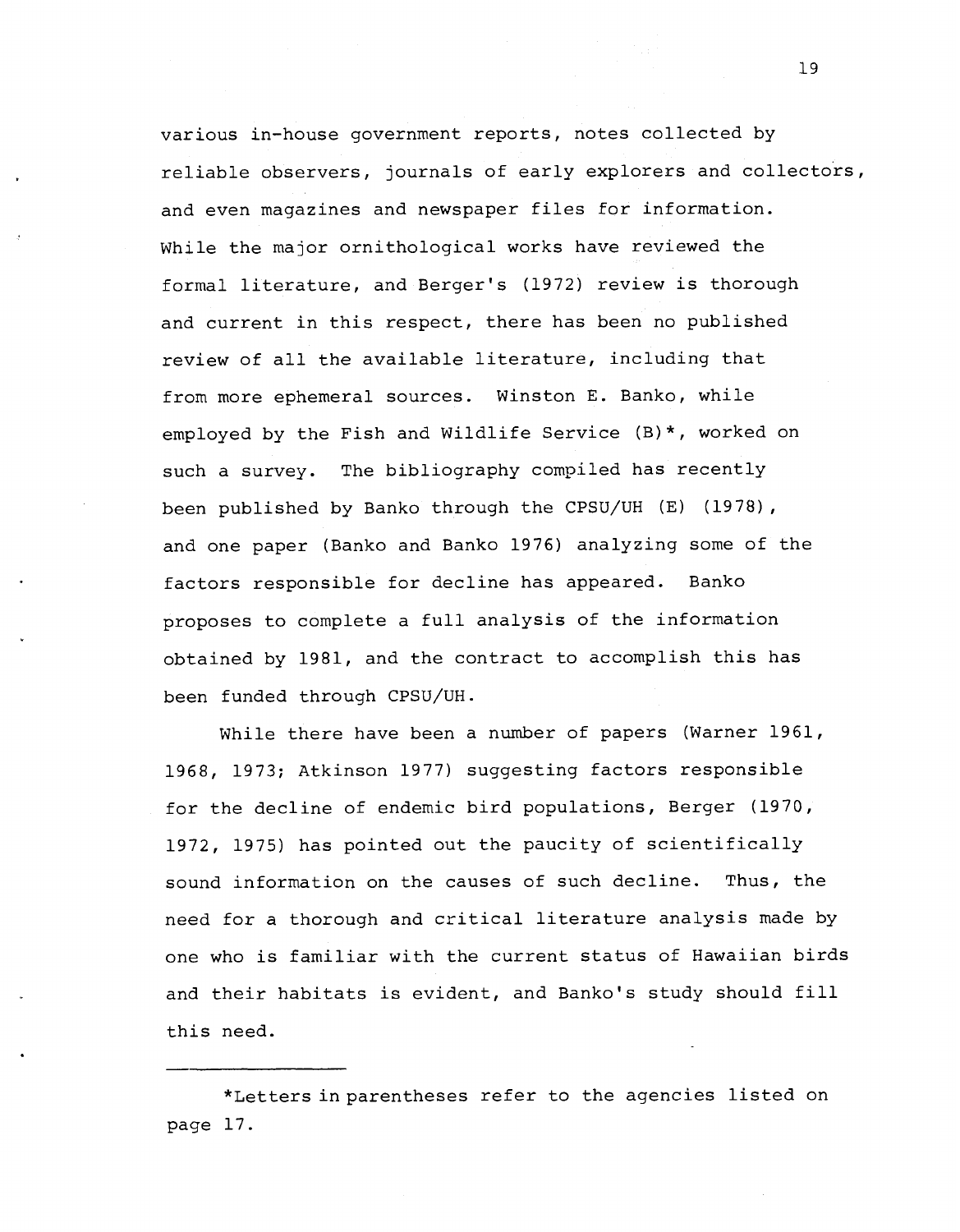various in-house government reports, notes collected by reliable observers, journals of early explorers and collectors, and even magazines and newspaper files for information. While the major ornithological works have reviewed the formal literature, and Berger's (1972) review is thorough and current in this respect, there has been no published review of all the available literature, including that from more ephemeral sources. Winston E. Banko, while employed by the Fish and Wildlife Service (B)*, worked on such a survey. The bibliography compiled has recently been published by Banko through the CPSU/UH (E) (1978), and one paper (Banko and Banko 1976) analyzing some of the factors responsible for decline has appeared. Banko proposes to complete a full analysis of the information obtained by 1981, and the contract to accomplish this has been funded through CPSU/UH.

While there have been a number of papers (Warner 1961, 1968, 1973; Atkinson 1977) suggesting factors responsible for the decline of endemic bird populations, Berger (1970, 1972, 1975) has pointed out the paucity of scientifically sound information on the causes of such decline. Thus, the need for a thorough and critical literature analysis made by one who is familiar with the current status of Hawaiian birds and their habitats is evident, and Banko's study should fill this need.

---

*Letters in parentheses refer to the agencies listed on page 17.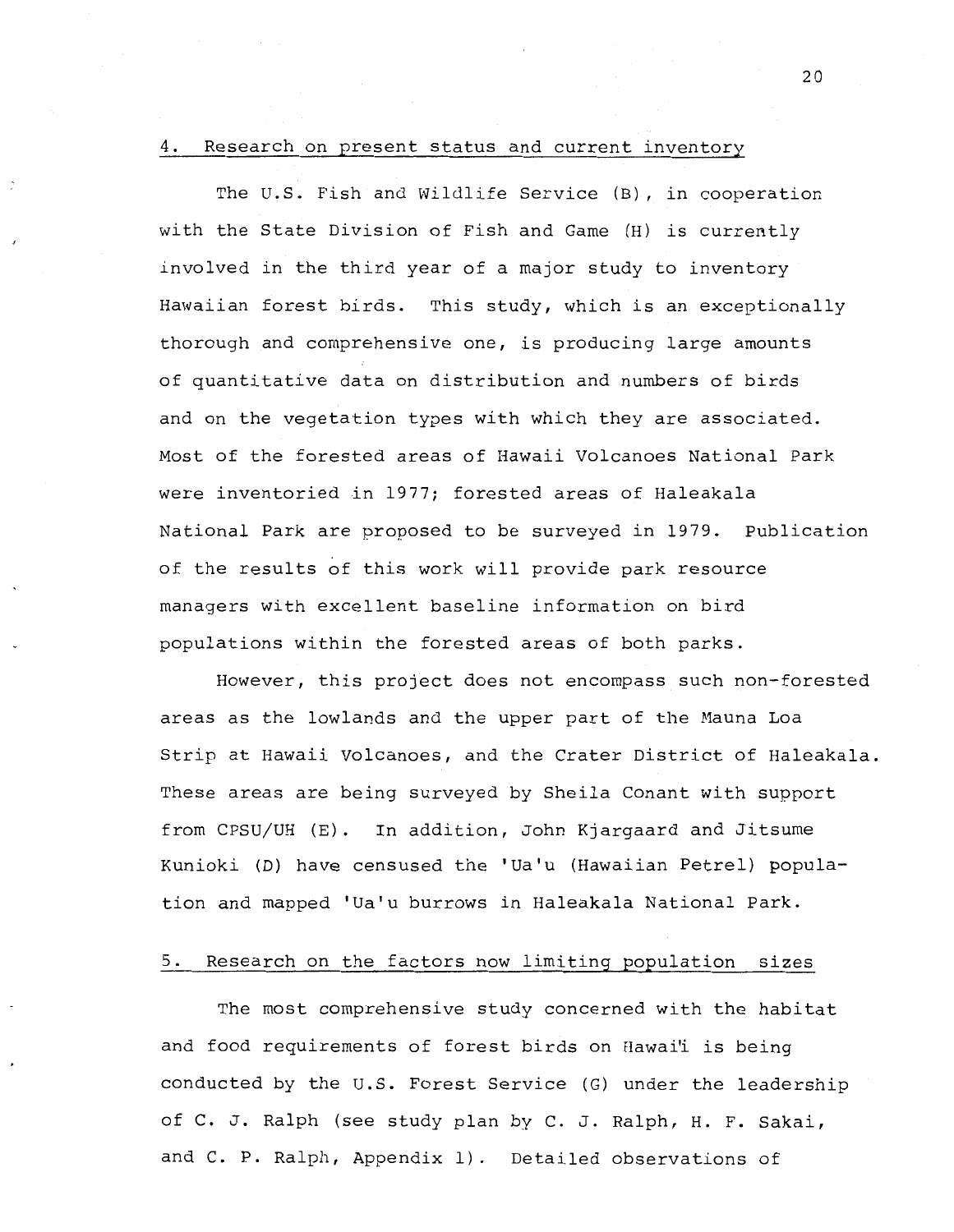## 4. Research on present status and current inventory

The U.S. Fish and Wildlife Service (B), in cooperation with the State Division of Fish and Game (H) is currently involved in the third year of a major study to inventory Hawaiian forest birds. This study, which is an exceptionally thorough and comprehensive one, is producing large amounts of quantitative data on distribution and numbers of birds and on the vegetation types with which they are associated. Most of the forested areas of Hawaii Volcanoes National Park were inventoried in 1977; forested areas of Haleakala National Park are proposed to be surveyed in 1979. Publication of the results of this work will provide park resource managers with excellent baseline information on bird populations within the forested areas of both parks.

However, this project does not encompass such non-forested areas as the lowlands and the upper part of the Mauna Loa Strip at Hawaii Volcanoes, and the Crater District of Haleakala. These areas are being surveyed by Sheila Conant with support from CPSU/UH (E). In addition, John Kjargaard and Jitsume Kunioki (D) have censused the 'Ua'u (Hawaiian Petrel) population and mapped 'Ua'u burrows in Haleakala National Park.

## 5. Research on the factors now limiting population sizes

The most comprehensive study concerned with the habitat and food requirements of forest birds on Hawai'i is being conducted by the U.S. Forest Service (G) under the leadership of C. J. Ralph (see study plan by C. J. Ralph, H. F. Sakai, and C. P. Ralph, Appendix 1). Detailed observations of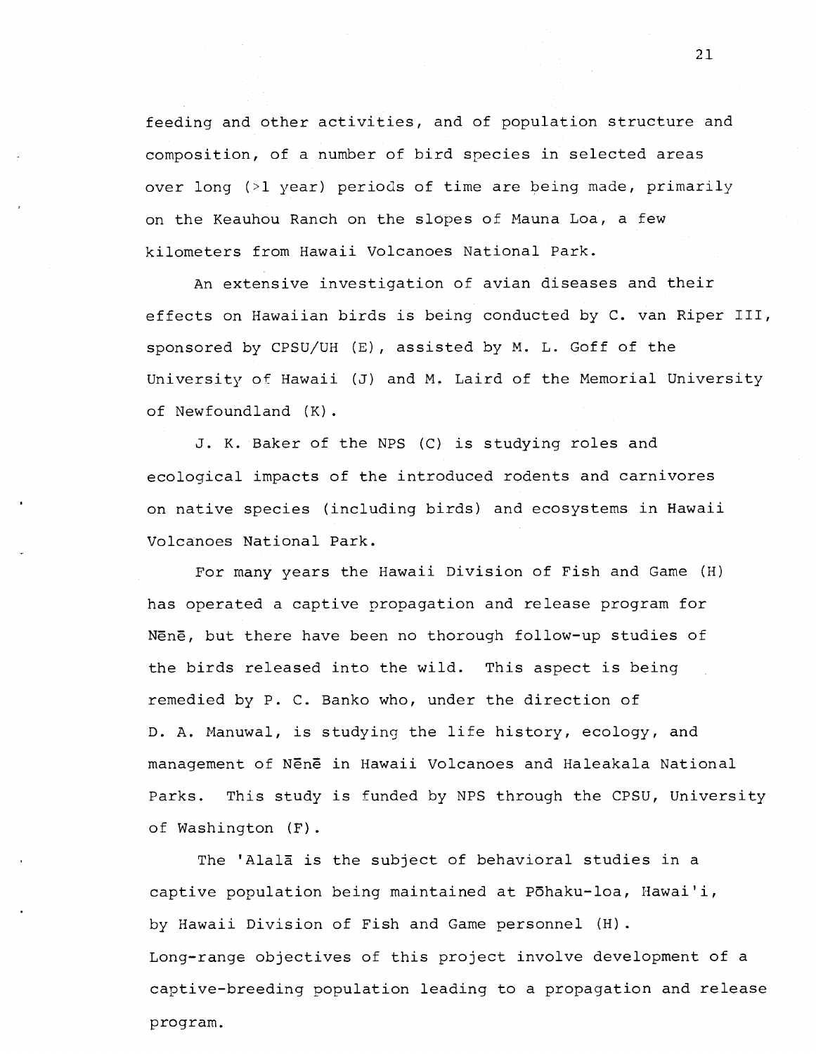feeding and other activities, and of population structure and composition, of a number of bird species in selected areas over long (>1 year) periods of time are being made, primarily on the Keauhou Ranch on the slopes of Mauna Loa, a few kilometers from Hawaii Volcanoes National Park.

An extensive investigation of avian diseases and their effects on Hawaiian birds is being conducted by C. van Riper III, sponsored by CPSU/UH (E), assisted by M. L. Goff of the University of Hawaii (J) and M. Laird of the Memorial University of Newfoundland (K).

J. K. Baker of the NPS (C) is studying roles and ecological impacts of the introduced rodents and carnivores on native species (including birds) and ecosystems in Hawaii Volcanoes National Park.

For many years the Hawaii Division of Fish and Game (H) has operated a captive propagation and release program for Nēnē, but there have been no thorough follow-up studies of the birds released into the wild. This aspect is being remedied by P. C. Banko who, under the direction of D. A. Manuwal, is studying the life history, ecology, and management of Nēnē in Hawaii Volcanoes and Haleakala National Parks. This study is funded by NPS through the CPSU, University of Washington (F).

The 'Alalā is the subject of behavioral studies in a captive population being maintained at Pōhaku-loa, Hawai'i, by Hawaii Division of Fish and Game personnel (H). Long-range objectives of this project involve development of a captive-breeding population leading to a propagation and release program.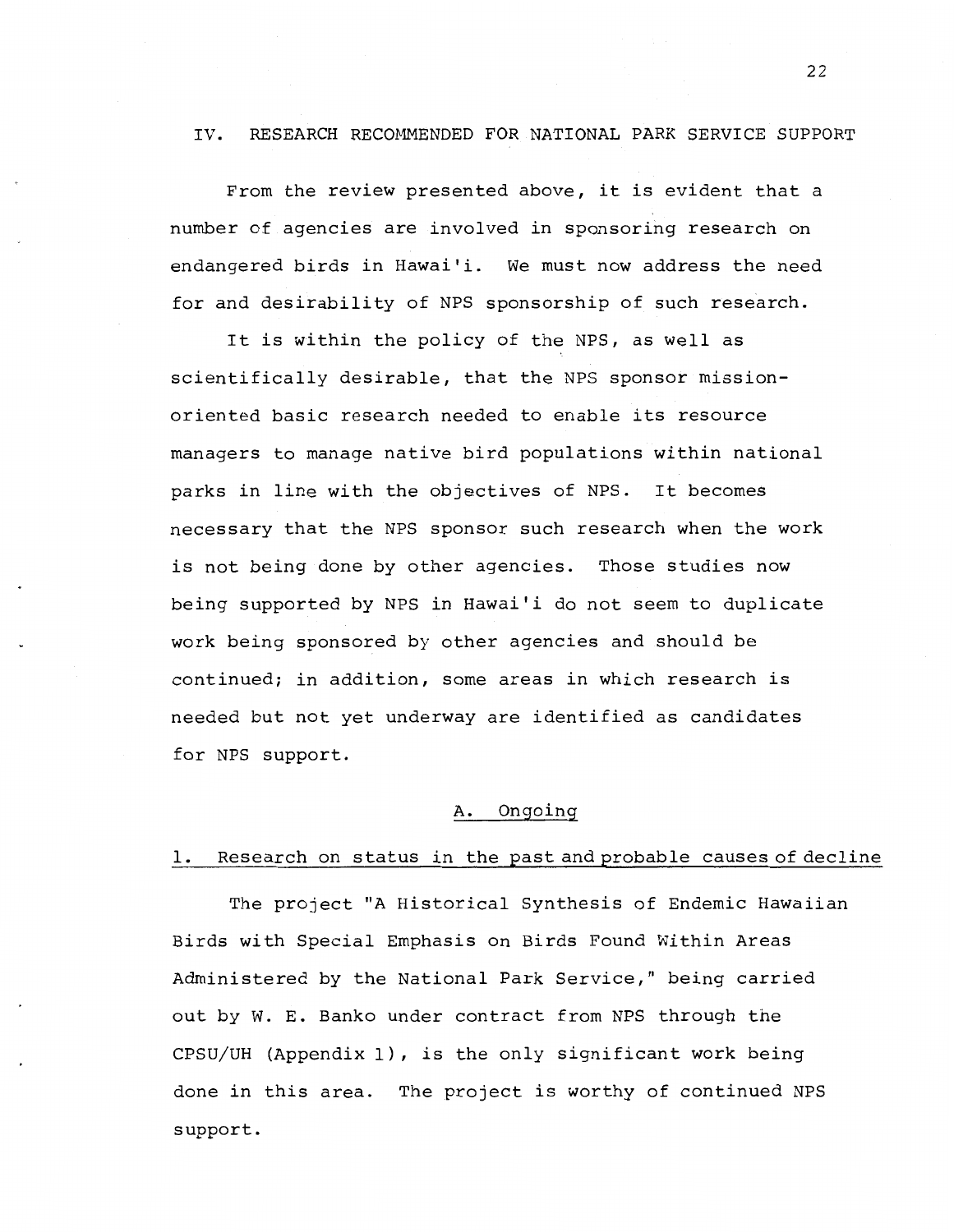## IV. RESEARCH RECOMMENDED FOR NATIONAL PARK SERVICE SUPPORT

From the review presented above, it is evident that a number of agencies are involved in sponsoring research on endangered birds in Hawai'i. We must now address the need for and desirability of NPS sponsorship of such research.

It is within the policy of the NPS, as well as scientifically desirable, that the NPS sponsor mission-oriented basic research needed to enable its resource managers to manage native bird populations within national parks in line with the objectives of NPS. It becomes necessary that the NPS sponsor such research when the work is not being done by other agencies. Those studies now being supported by NPS in Hawai'i do not seem to duplicate work being sponsored by other agencies and should be continued; in addition, some areas in which research is needed but not yet underway are identified as candidates for NPS support.

### A. Ongoing

#### 1. Research on status in the past and probable causes of decline

The project "A Historical Synthesis of Endemic Hawaiian Birds with Special Emphasis on Birds Found Within Areas Administered by the National Park Service," being carried out by W. E. Banko under contract from NPS through the CPSU/UH (Appendix 1), is the only significant work being done in this area. The project is worthy of continued NPS support.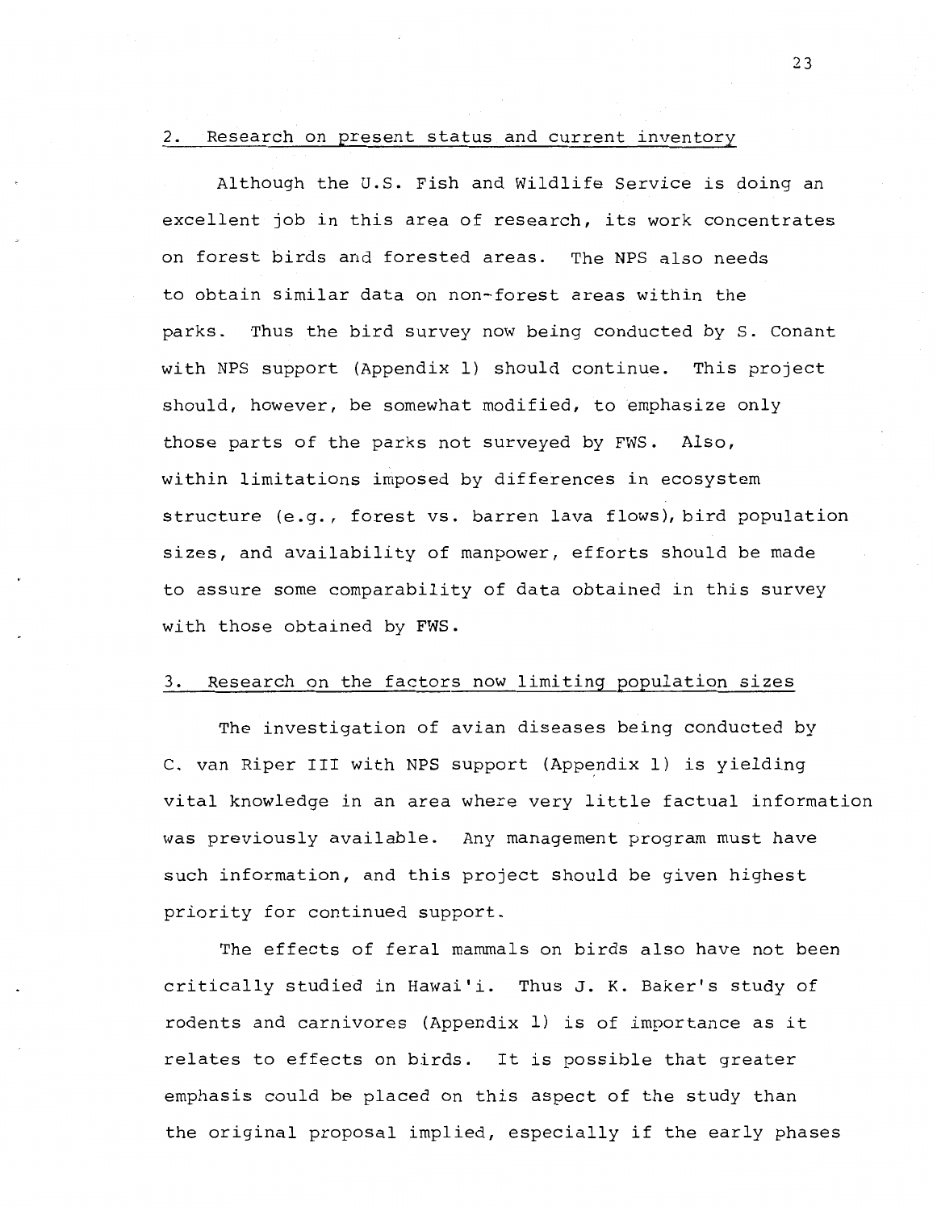### 2. Research on present status and current inventory

Although the U.S. Fish and Wildlife Service is doing an excellent job in this area of research, its work concentrates on forest birds and forested areas. The NPS also needs to obtain similar data on non-forest areas within the parks. Thus the bird survey now being conducted by S. Conant with NPS support (Appendix 1) should continue. This project should, however, be somewhat modified, to emphasize only those parts of the parks not surveyed by FWS. Also, within limitations imposed by differences in ecosystem structure (e.g., forest vs. barren lava flows), bird population sizes, and availability of manpower, efforts should be made to assure some comparability of data obtained in this survey with those obtained by FWS.

### 3. Research on the factors now limiting population sizes

The investigation of avian diseases being conducted by C. van Riper III with NPS support (Appendix 1) is yielding vital knowledge in an area where very little factual information was previously available. Any management program must have such information, and this project should be given highest priority for continued support.

The effects of feral mammals on birds also have not been critically studied in Hawai'i. Thus J. K. Baker's study of rodents and carnivores (Appendix 1) is of importance as it relates to effects on birds. It is possible that greater emphasis could be placed on this aspect of the study than the original proposal implied, especially if the early phases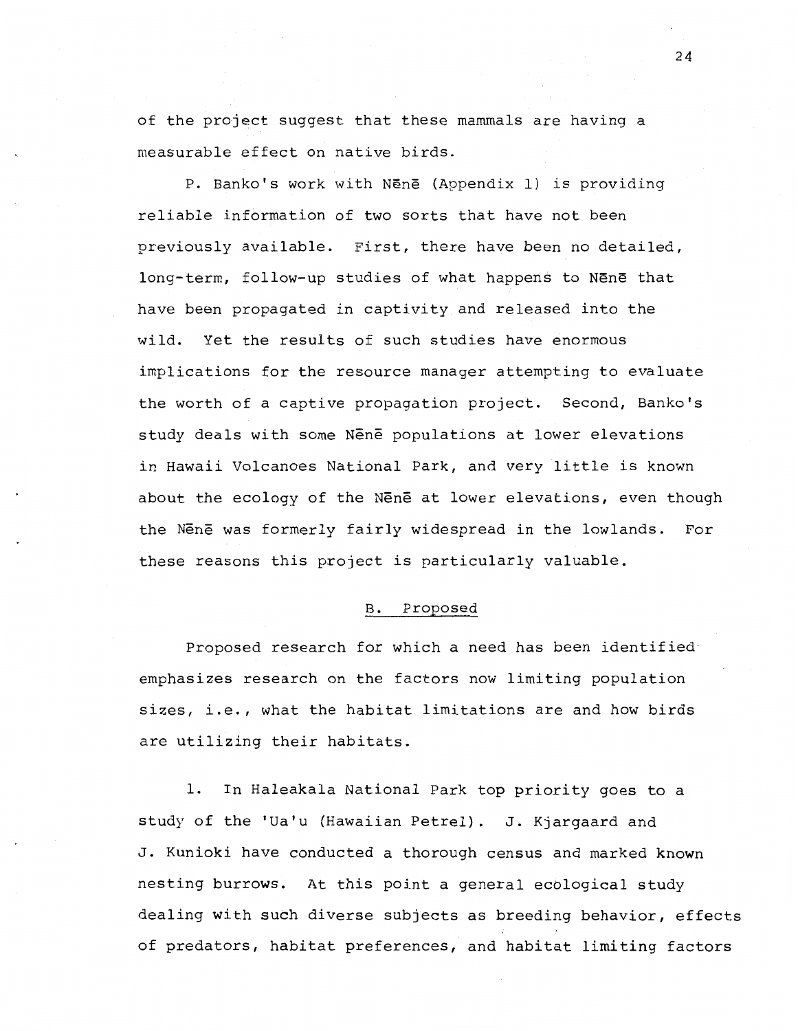of the project suggest that these mammals are having a measurable effect on native birds.

P. Banko's work with Nēnē (Appendix 1) is providing reliable information of two sorts that have not been previously available. First, there have been no detailed, long-term, follow-up studies of what happens to Nēnē that have been propagated in captivity and released into the wild. Yet the results of such studies have enormous implications for the resource manager attempting to evaluate the worth of a captive propagation project. Second, Banko's study deals with some Nēnē populations at lower elevations in Hawaii Volcanoes National Park, and very little is known about the ecology of the Nēnē at lower elevations, even though the Nēnē was formerly fairly widespread in the lowlands. For these reasons this project is particularly valuable.

## B. Proposed

Proposed research for which a need has been identified emphasizes research on the factors now limiting population sizes, i.e., what the habitat limitations are and how birds are utilizing their habitats.

1. In Haleakala National Park top priority goes to a study of the 'Ua'u (Hawaiian Petrel). J. Kjargaard and J. Kunioki have conducted a thorough census and marked known nesting burrows. At this point a general ecological study dealing with such diverse subjects as breeding behavior, effects of predators, habitat preferences, and habitat limiting factors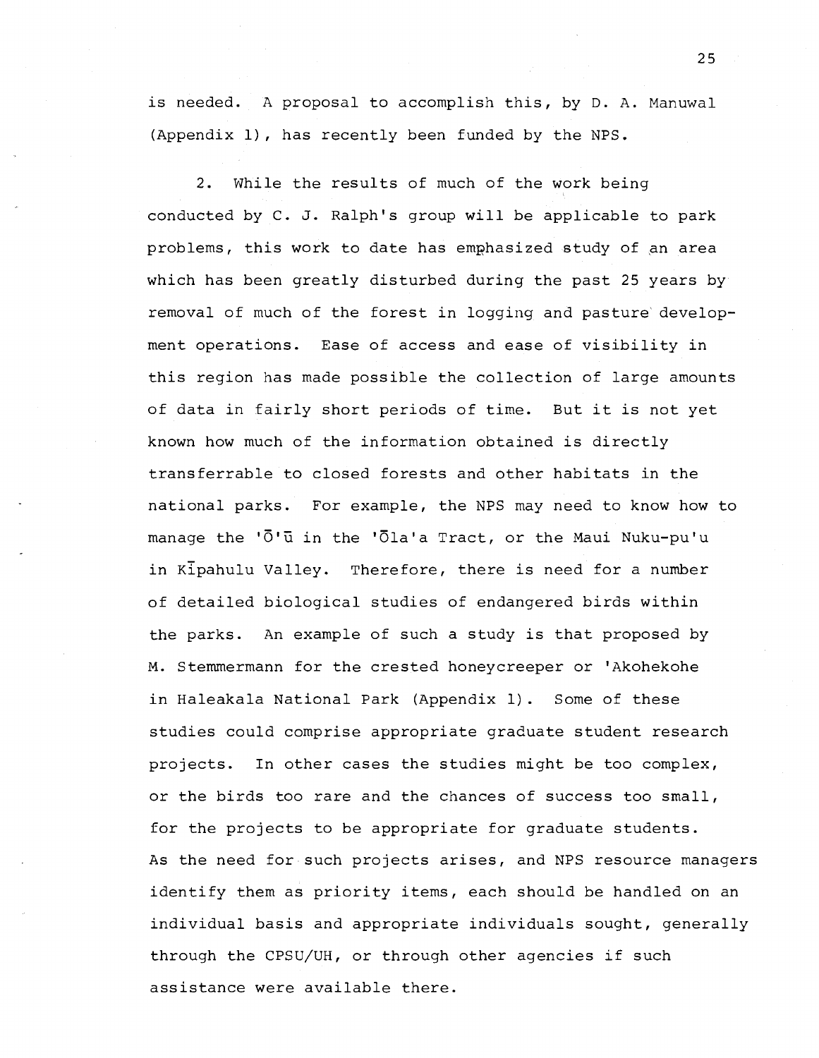is needed. A proposal to accomplish this, by D. A. Manuwal (Appendix 1), has recently been funded by the NPS.

2. While the results of much of the work being conducted by C. J. Ralph's group will be applicable to park problems, this work to date has emphasized study of an area which has been greatly disturbed during the past 25 years by removal of much of the forest in logging and pasture development operations. Ease of access and ease of visibility in this region has made possible the collection of large amounts of data in fairly short periods of time. But it is not yet known how much of the information obtained is directly transferrable to closed forests and other habitats in the national parks. For example, the NPS may need to know how to manage the 'Ō'ū in the 'Ōla'a Tract, or the Maui Nuku-pu'u in Kīpahulu Valley. Therefore, there is need for a number of detailed biological studies of endangered birds within the parks. An example of such a study is that proposed by M. Stemmermann for the crested honeycreeper or 'Akohekohe in Haleakala National Park (Appendix 1). Some of these studies could comprise appropriate graduate student research projects. In other cases the studies might be too complex, or the birds too rare and the chances of success too small, for the projects to be appropriate for graduate students. As the need for such projects arises, and NPS resource managers identify them as priority items, each should be handled on an individual basis and appropriate individuals sought, generally through the CPSU/UH, or through other agencies if such assistance were available there.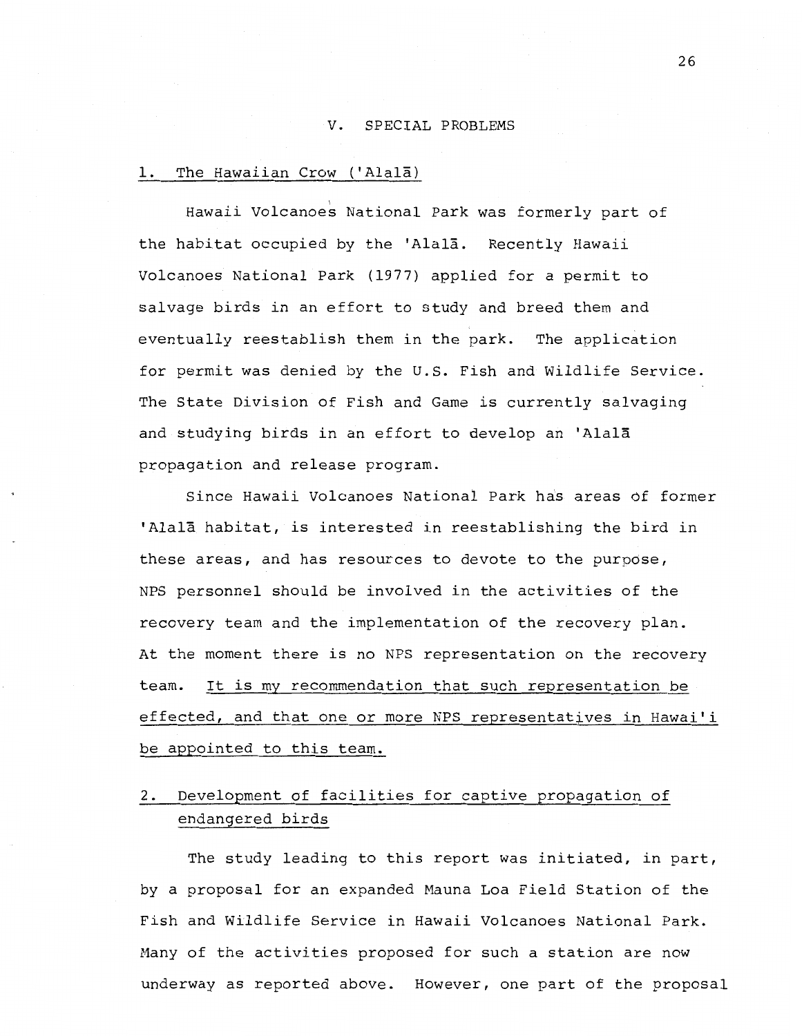## V. SPECIAL PROBLEMS

### 1. The Hawaiian Crow ('Alalā)

Hawaii Volcanoes National Park was formerly part of the habitat occupied by the 'Alalā. Recently Hawaii Volcanoes National Park (1977) applied for a permit to salvage birds in an effort to study and breed them and eventually reestablish them in the park. The application for permit was denied by the U.S. Fish and Wildlife Service. The State Division of Fish and Game is currently salvaging and studying birds in an effort to develop an 'Alalā propagation and release program.

Since Hawaii Volcanoes National Park has areas of former 'Alalā habitat, is interested in reestablishing the bird in these areas, and has resources to devote to the purpose, NPS personnel should be involved in the activities of the recovery team and the implementation of the recovery plan. At the moment there is no NPS representation on the recovery team. <u>It is my recommendation that such representation be effected, and that one or more NPS representatives in Hawai'i be appointed to this team.</u>

### 2. Development of facilities for captive propagation of endangered birds

The study leading to this report was initiated, in part, by a proposal for an expanded Mauna Loa Field Station of the Fish and Wildlife Service in Hawaii Volcanoes National Park. Many of the activities proposed for such a station are now underway as reported above. However, one part of the proposal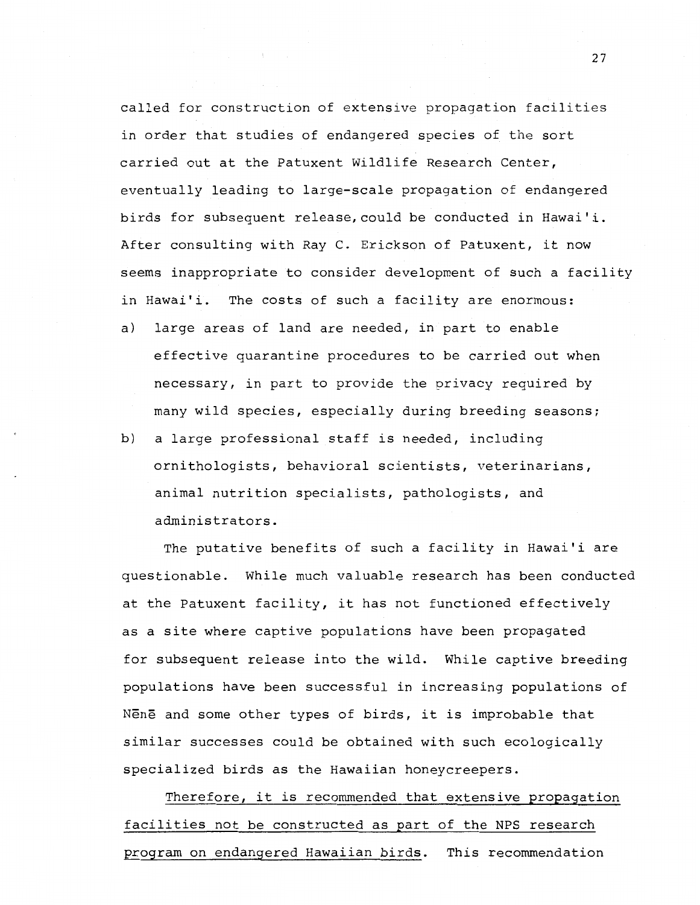called for construction of extensive propagation facilities in order that studies of endangered species of the sort carried out at the Patuxent Wildlife Research Center, eventually leading to large-scale propagation of endangered birds for subsequent release, could be conducted in Hawai'i. After consulting with Ray C. Erickson of Patuxent, it now seems inappropriate to consider development of such a facility in Hawai'i. The costs of such a facility are enormous:

a) large areas of land are needed, in part to enable effective quarantine procedures to be carried out when necessary, in part to provide the privacy required by many wild species, especially during breeding seasons;
b) a large professional staff is needed, including ornithologists, behavioral scientists, veterinarians, animal nutrition specialists, pathologists, and administrators.

The putative benefits of such a facility in Hawai'i are questionable. While much valuable research has been conducted at the Patuxent facility, it has not functioned effectively as a site where captive populations have been propagated for subsequent release into the wild. While captive breeding populations have been successful in increasing populations of Nēnē and some other types of birds, it is improbable that similar successes could be obtained with such ecologically specialized birds as the Hawaiian honeycreepers.

Therefore, it is recommended that extensive propagation facilities not be constructed as part of the NPS research program on endangered Hawaiian birds. This recommendation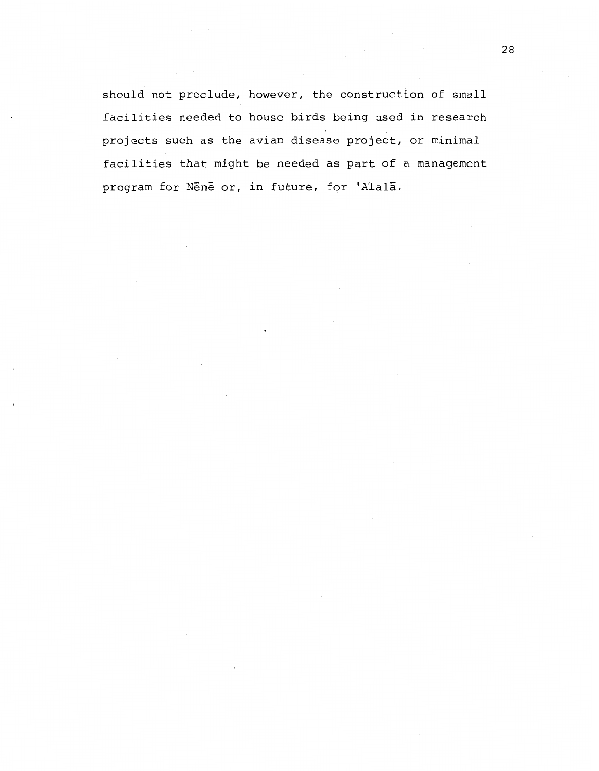should not preclude, however, the construction of small facilities needed to house birds being used in research projects such as the avian disease project, or minimal facilities that might be needed as part of a management program for Nēnē or, in future, for 'Alalā.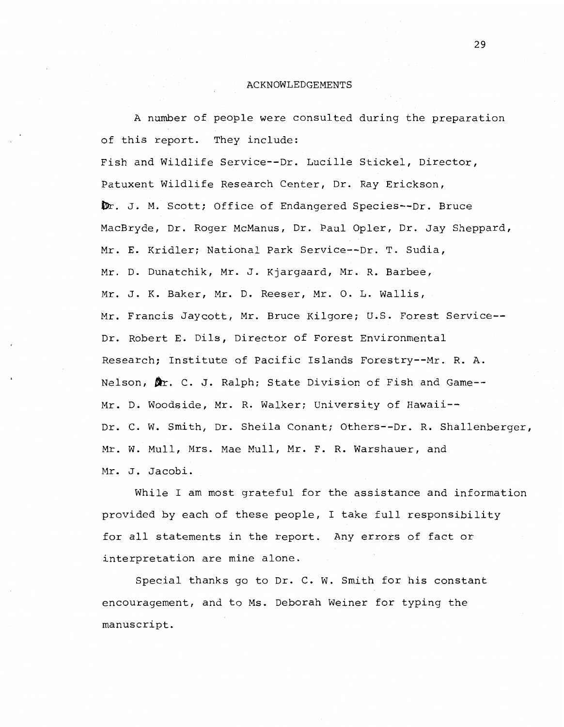## ACKNOWLEDGEMENTS

A number of people were consulted during the preparation of this report. They include: Fish and Wildlife Service--Dr. Lucille Stickel, Director, Patuxent Wildlife Research Center, Dr. Ray Erickson, Dr. J. M. Scott; Office of Endangered Species--Dr. Bruce MacBryde, Dr. Roger McManus, Dr. Paul Opler, Dr. Jay Sheppard, Mr. E. Kridler; National Park Service--Dr. T. Sudia, Mr. D. Dunatchik, Mr. J. Kjargaard, Mr. R. Barbee, Mr. J. K. Baker, Mr. D. Reeser, Mr. O. L. Wallis, Mr. Francis Jaycott, Mr. Bruce Kilgore; U.S. Forest Service--Dr. Robert E. Dils, Director of Forest Environmental Research; Institute of Pacific Islands Forestry--Mr. R. A. Nelson, Dr. C. J. Ralph; State Division of Fish and Game--Mr. D. Woodside, Mr. R. Walker; University of Hawaii--Dr. C. W. Smith, Dr. Sheila Conant; Others--Dr. R. Shallenberger, Mr. W. Mull, Mrs. Mae Mull, Mr. F. R. Warshauer, and Mr. J. Jacobi.

While I am most grateful for the assistance and information provided by each of these people, I take full responsibility for all statements in the report. Any errors of fact or interpretation are mine alone.

Special thanks go to Dr. C. W. Smith for his constant encouragement, and to Ms. Deborah Weiner for typing the manuscript.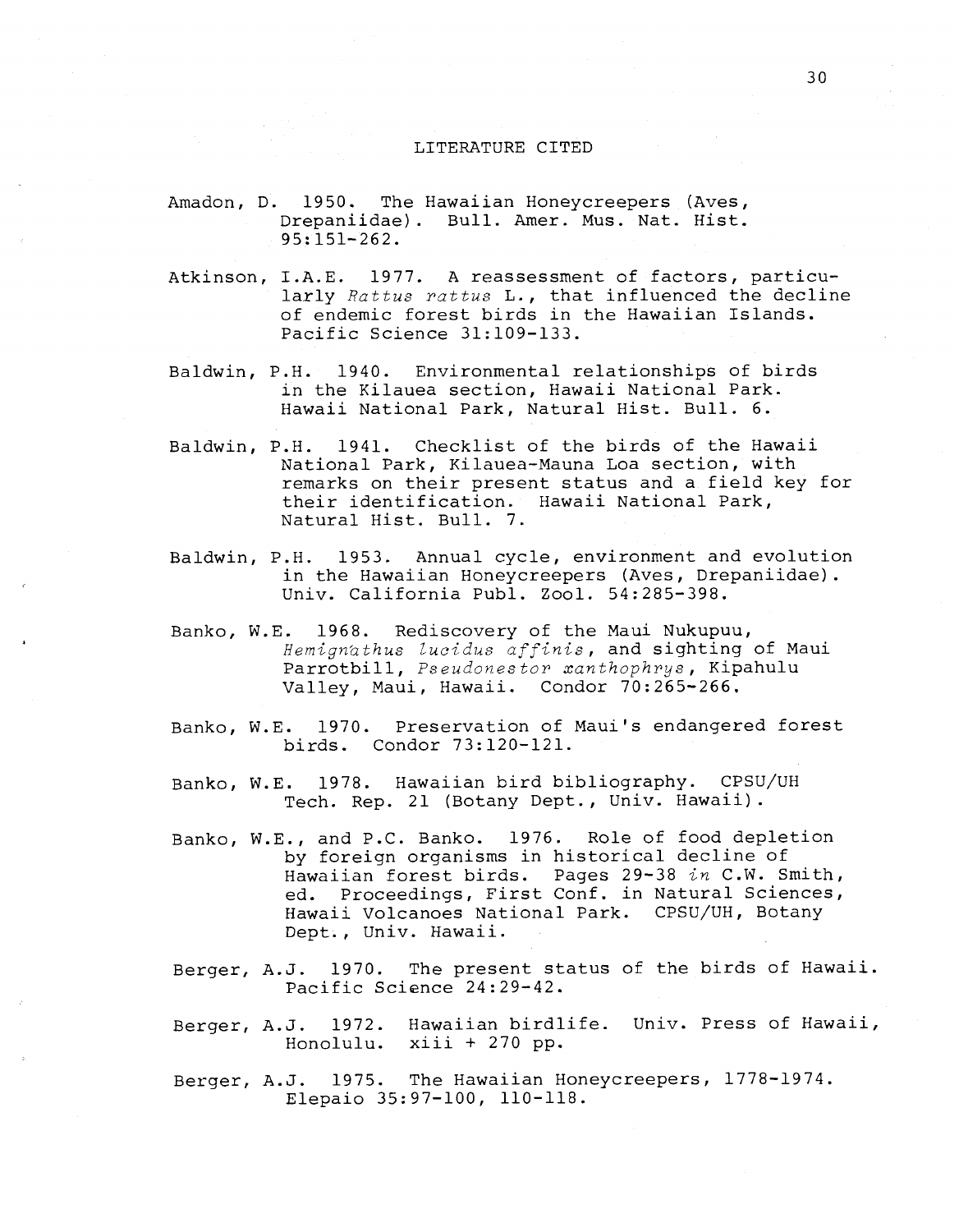## LITERATURE CITED

Amadon, D. 1950. The Hawaiian Honeycreepers (Aves, Drepaniidae). Bull. Amer. Mus. Nat. Hist. 95:151-262.

Atkinson, I.A.E. 1977. A reassessment of factors, particularly *Rattus rattus* L., that influenced the decline of endemic forest birds in the Hawaiian Islands. Pacific Science 31:109-133.

Baldwin, P.H. 1940. Environmental relationships of birds in the Kilauea section, Hawaii National Park. Hawaii National Park, Natural Hist. Bull. 6.

Baldwin, P.H. 1941. Checklist of the birds of the Hawaii National Park, Kilauea-Mauna Loa section, with remarks on their present status and a field key for their identification. Hawaii National Park, Natural Hist. Bull. 7.

Baldwin, P.H. 1953. Annual cycle, environment and evolution in the Hawaiian Honeycreepers (Aves, Drepaniidae). Univ. California Publ. Zool. 54:285-398.

Banko, W.E. 1968. Rediscovery of the Maui Nukupuu, *Hemignathus lucidus affinis*, and sighting of Maui Parrotbill, *Pseudonestor xanthophrys*, Kipahulu Valley, Maui, Hawaii. Condor 70:265-266.

Banko, W.E. 1970. Preservation of Maui's endangered forest birds. Condor 73:120-121.

Banko, W.E. 1978. Hawaiian bird bibliography. CPSU/UH Tech. Rep. 21 (Botany Dept., Univ. Hawaii).

Banko, W.E., and P.C. Banko. 1976. Role of food depletion by foreign organisms in historical decline of Hawaiian forest birds. Pages 29-38 *in* C.W. Smith, ed. Proceedings, First Conf. in Natural Sciences, Hawaii Volcanoes National Park. CPSU/UH, Botany Dept., Univ. Hawaii.

Berger, A.J. 1970. The present status of the birds of Hawaii. Pacific Science 24:29-42.

Berger, A.J. 1972. Hawaiian birdlife. Univ. Press of Hawaii, Honolulu. xiii + 270 pp.

Berger, A.J. 1975. The Hawaiian Honeycreepers, 1778-1974. Elepaio 35:97-100, 110-118.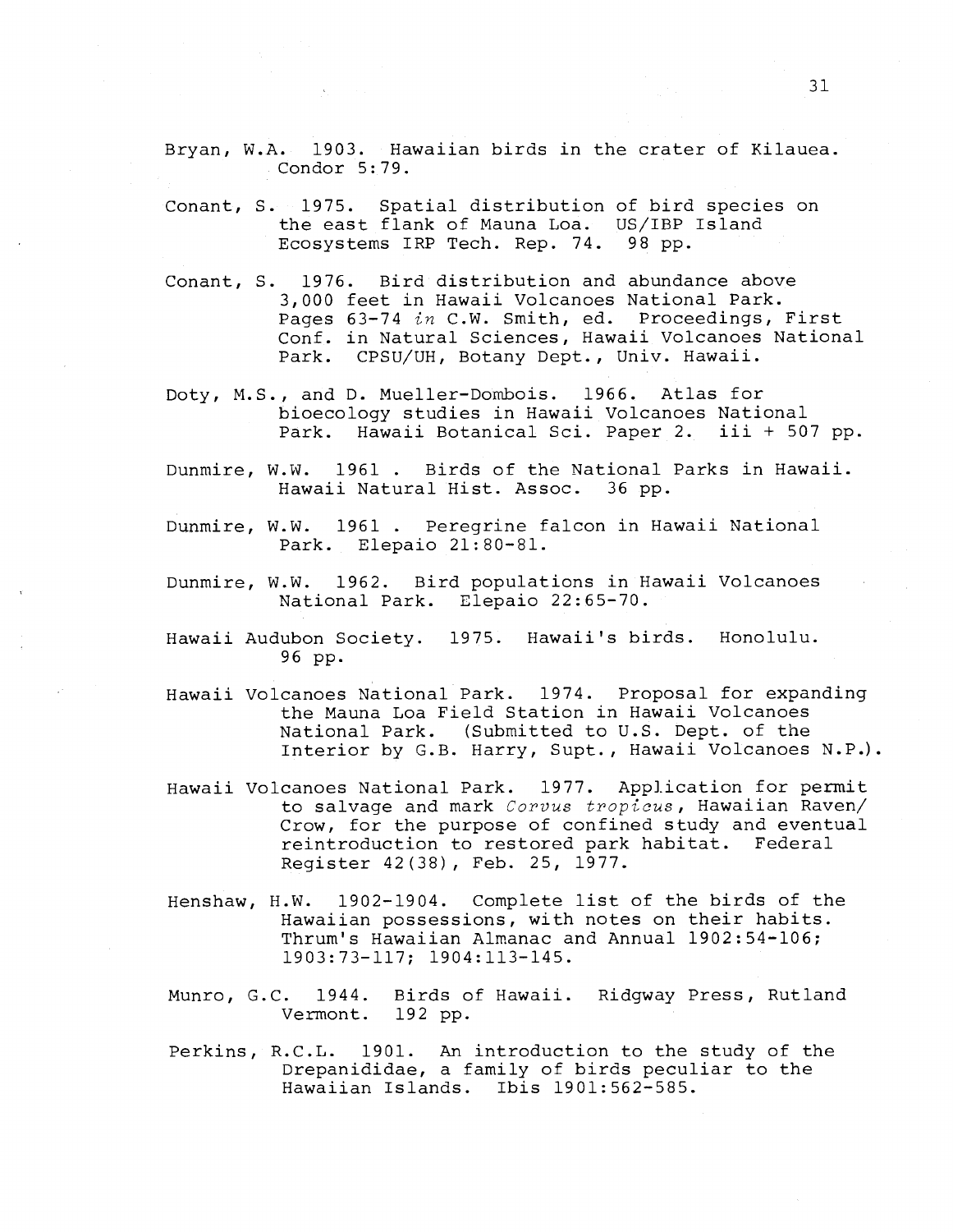Bryan, W.A. 1903. Hawaiian birds in the crater of Kilauea. Condor 5:79.

Conant, S. 1975. Spatial distribution of bird species on the east flank of Mauna Loa. US/IBP Island Ecosystems IRP Tech. Rep. 74. 98 pp.

Conant, S. 1976. Bird distribution and abundance above 3,000 feet in Hawaii Volcanoes National Park. Pages 63-74 *in* C.W. Smith, ed. Proceedings, First Conf. in Natural Sciences, Hawaii Volcanoes National Park. CPSU/UH, Botany Dept., Univ. Hawaii.

Doty, M.S., and D. Mueller-Dombois. 1966. Atlas for bioecology studies in Hawaii Volcanoes National Park. Hawaii Botanical Sci. Paper 2. iii + 507 pp.

Dunmire, W.W. 1961 . Birds of the National Parks in Hawaii. Hawaii Natural Hist. Assoc. 36 pp.

Dunmire, W.W. 1961 . Peregrine falcon in Hawaii National Park. Elepaio 21:80-81.

Dunmire, W.W. 1962. Bird populations in Hawaii Volcanoes National Park. Elepaio 22:65-70.

Hawaii Audubon Society. 1975. Hawaii's birds. Honolulu. 96 pp.

Hawaii Volcanoes National Park. 1974. Proposal for expanding the Mauna Loa Field Station in Hawaii Volcanoes National Park. (Submitted to U.S. Dept. of the Interior by G.B. Harry, Supt., Hawaii Volcanoes N.P.).

Hawaii Volcanoes National Park. 1977. Application for permit to salvage and mark *Corvus tropicus*, Hawaiian Raven/Crow, for the purpose of confined study and eventual reintroduction to restored park habitat. Federal Register 42(38), Feb. 25, 1977.

Henshaw, H.W. 1902-1904. Complete list of the birds of the Hawaiian possessions, with notes on their habits. Thrum's Hawaiian Almanac and Annual 1902:54-106; 1903:73-117; 1904:113-145.

Munro, G.C. 1944. Birds of Hawaii. Ridgway Press, Rutland Vermont. 192 pp.

Perkins, R.C.L. 1901. An introduction to the study of the Drepanididae, a family of birds peculiar to the Hawaiian Islands. Ibis 1901:562-585.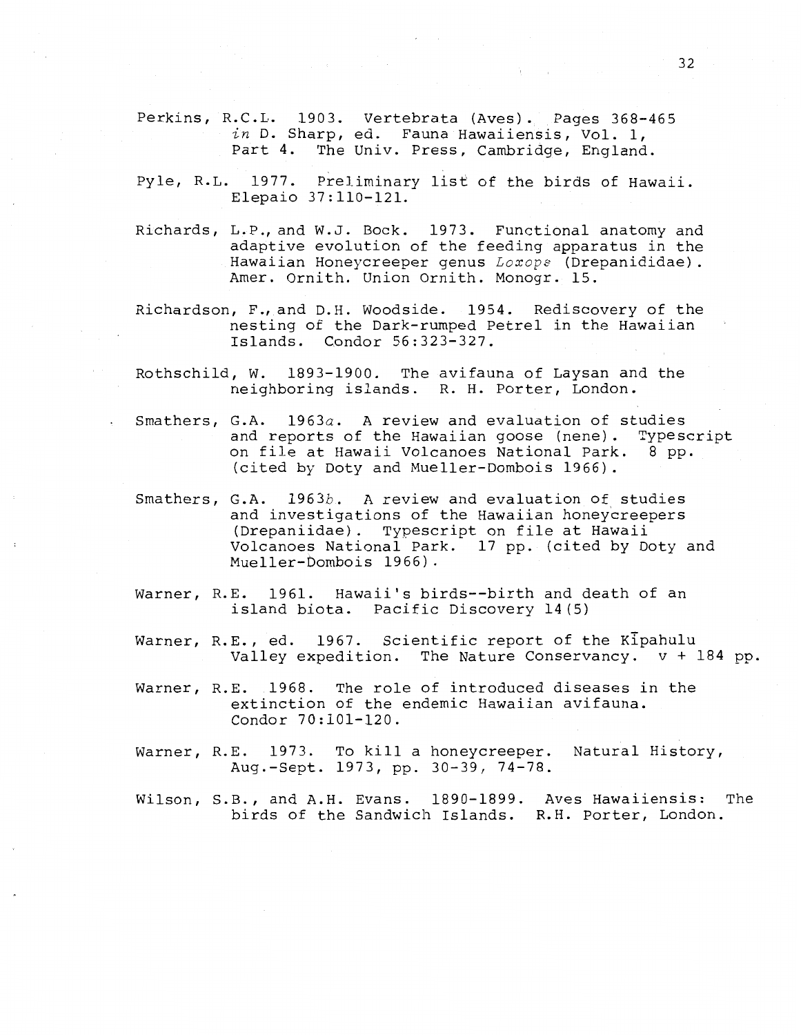Perkins, R.C.L. 1903. Vertebrata (Aves). Pages 368-465 *in* D. Sharp, ed. Fauna Hawaiiensis, Vol. 1, Part 4. The Univ. Press, Cambridge, England.

Pyle, R.L. 1977. Preliminary list of the birds of Hawaii. Elepaio 37:110-121.

Richards, L.P., and W.J. Bock. 1973. Functional anatomy and adaptive evolution of the feeding apparatus in the Hawaiian Honeycreeper genus *Loxops* (Drepanididae). Amer. Ornith. Union Ornith. Monogr. 15.

Richardson, F., and D.H. Woodside. 1954. Rediscovery of the nesting of the Dark-rumped Petrel in the Hawaiian Islands. Condor 56:323-327.

Rothschild, W. 1893-1900. The avifauna of Laysan and the neighboring islands. R. H. Porter, London.

Smathers, G.A. 1963*a*. A review and evaluation of studies and reports of the Hawaiian goose (nene). Typescript on file at Hawaii Volcanoes National Park. 8 pp. (cited by Doty and Mueller-Dombois 1966).

Smathers, G.A. 1963*b*. A review and evaluation of studies and investigations of the Hawaiian honeycreepers (Drepaniidae). Typescript on file at Hawaii Volcanoes National Park. 17 pp. (cited by Doty and Mueller-Dombois 1966).

Warner, R.E. 1961. Hawaii's birds--birth and death of an island biota. Pacific Discovery 14(5)

Warner, R.E., ed. 1967. Scientific report of the Kīpahulu Valley expedition. The Nature Conservancy. v + 184 pp.

Warner, R.E. 1968. The role of introduced diseases in the extinction of the endemic Hawaiian avifauna. Condor 70:101-120.

Warner, R.E. 1973. To kill a honeycreeper. Natural History, Aug.-Sept. 1973, pp. 30-39, 74-78.

Wilson, S.B., and A.H. Evans. 1890-1899. Aves Hawaiiensis: The birds of the Sandwich Islands. R.H. Porter, London.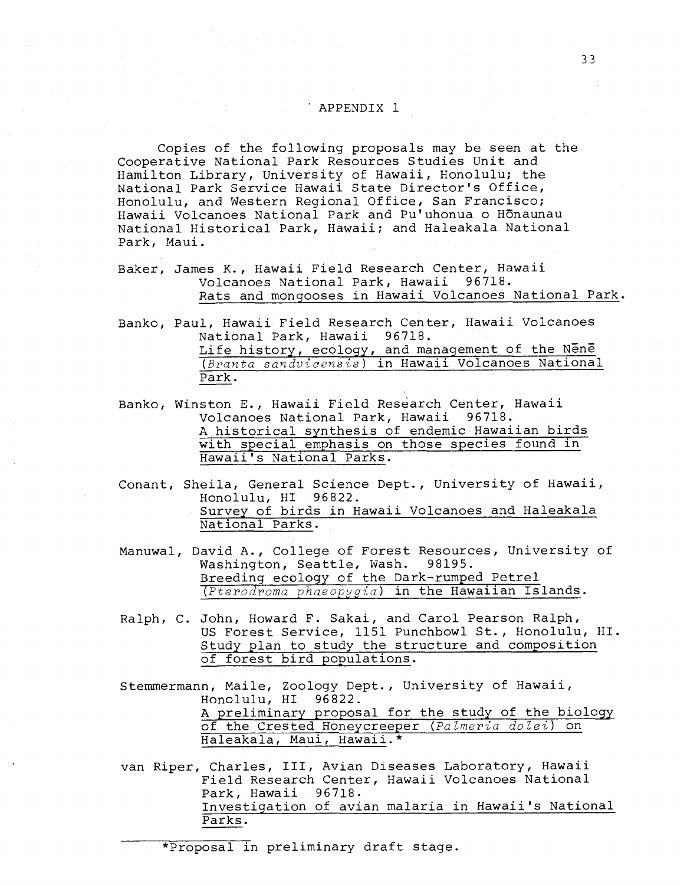# APPENDIX 1

Copies of the following proposals may be seen at the Cooperative National Park Resources Studies Unit and Hamilton Library, University of Hawaii, Honolulu; the National Park Service Hawaii State Director's Office, Honolulu, and Western Regional Office, San Francisco; Hawaii Volcanoes National Park and Pu'uhonua o Hōnaunau National Historical Park, Hawaii; and Haleakala National Park, Maui.

Baker, James K., Hawaii Field Research Center, Hawaii Volcanoes National Park, Hawaii 96718. Rats and mongooses in Hawaii Volcanoes National Park.

Banko, Paul, Hawaii Field Research Center, Hawaii Volcanoes National Park, Hawaii 96718. Life history, ecology, and management of the Nēnē (*Branta sandvicensis*) in Hawaii Volcanoes National Park.

Banko, Winston E., Hawaii Field Research Center, Hawaii Volcanoes National Park, Hawaii 96718. A historical synthesis of endemic Hawaiian birds with special emphasis on those species found in Hawaii's National Parks.

Conant, Sheila, General Science Dept., University of Hawaii, Honolulu, HI 96822. Survey of birds in Hawaii Volcanoes and Haleakala National Parks.

Manuwal, David A., College of Forest Resources, University of Washington, Seattle, Wash. 98195. Breeding ecology of the Dark-rumped Petrel (*Pterodroma phaeopygia*) in the Hawaiian Islands.

Ralph, C. John, Howard F. Sakai, and Carol Pearson Ralph, US Forest Service, 1151 Punchbowl St., Honolulu, HI. Study plan to study the structure and composition of forest bird populations.

Stemmermann, Maile, Zoology Dept., University of Hawaii, Honolulu, HI 96822. A preliminary proposal for the study of the biology of the Crested Honeycreeper (*Palmeria dolei*) on Haleakala, Maui, Hawaii.*

van Riper, Charles, III, Avian Diseases Laboratory, Hawaii Field Research Center, Hawaii Volcanoes National Park, Hawaii 96718. Investigation of avian malaria in Hawaii's National Parks.

---

*Proposal in preliminary draft stage.